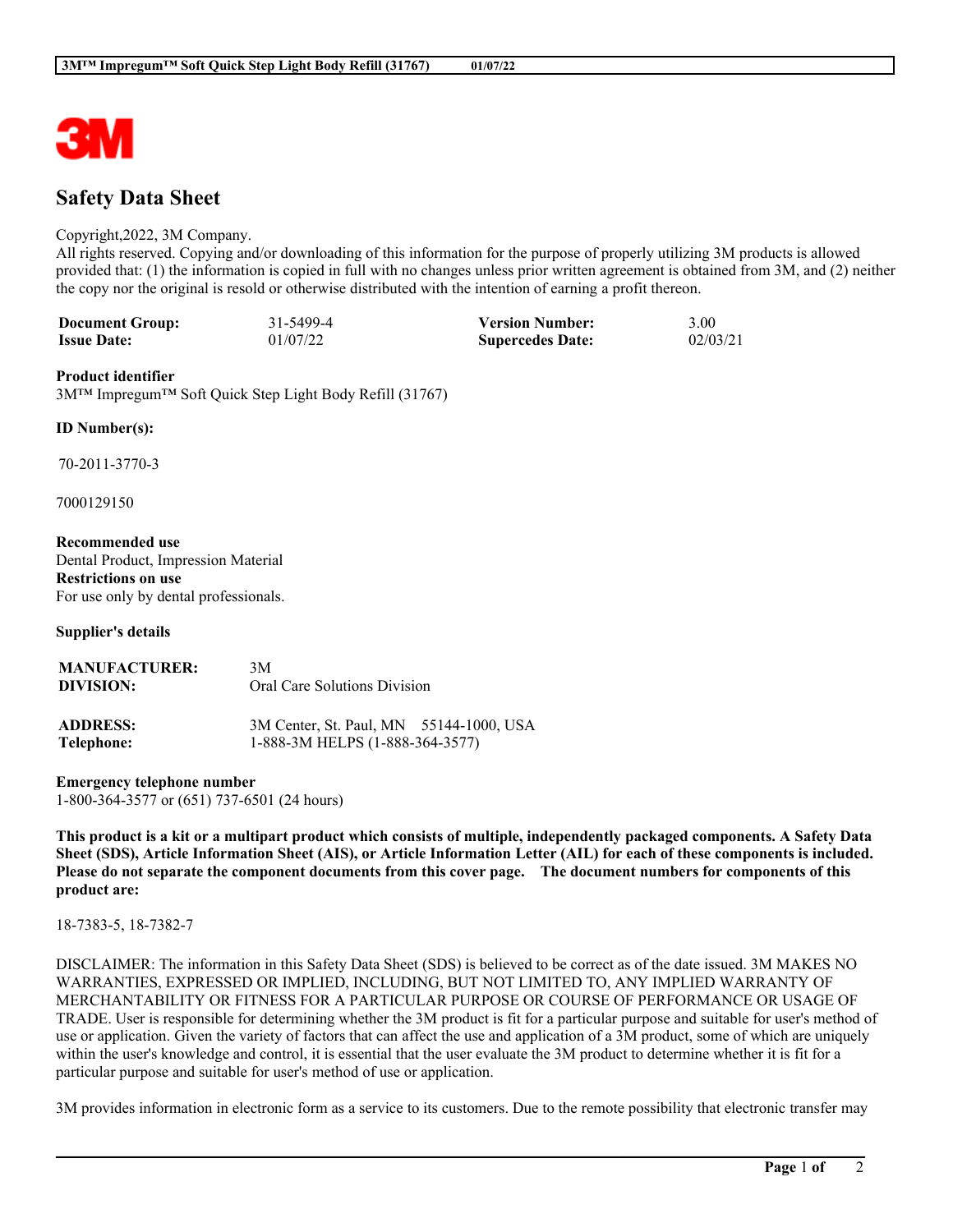# Safety Data Sheet

Copyright,2022, 3M Company.
All rights reserved. Copying and/or downloading of this information for the purpose of properly utilizing 3M products is allowed provided that: (1) the information is copied in full with no changes unless prior written agreement is obtained from 3M, and (2) neither the copy nor the original is resold or otherwise distributed with the intention of earning a profit thereon.

| **Document Group:** | 31-5499-4 | **Version Number:** | 3.00 |
|---|---|---|---|
| **Issue Date:** | 01/07/22 | **Supercedes Date:** | 02/03/21 |

**Product identifier**
3M™ Impregum™ Soft Quick Step Light Body Refill (31767)

**ID Number(s):**

70-2011-3770-3

7000129150

**Recommended use**
Dental Product, Impression Material
**Restrictions on use**
For use only by dental professionals.

**Supplier's details**

| **MANUFACTURER:** | 3M |
|---|---|
| **DIVISION:** | Oral Care Solutions Division |
| **ADDRESS:** | 3M Center, St. Paul, MN 55144-1000, USA |
| **Telephone:** | 1-888-3M HELPS (1-888-364-3577) |

**Emergency telephone number**
1-800-364-3577 or (651) 737-6501 (24 hours)

**This product is a kit or a multipart product which consists of multiple, independently packaged components. A Safety Data Sheet (SDS), Article Information Sheet (AIS), or Article Information Letter (AIL) for each of these components is included. Please do not separate the component documents from this cover page. The document numbers for components of this product are:**

18-7383-5, 18-7382-7

DISCLAIMER: The information in this Safety Data Sheet (SDS) is believed to be correct as of the date issued. 3M MAKES NO WARRANTIES, EXPRESSED OR IMPLIED, INCLUDING, BUT NOT LIMITED TO, ANY IMPLIED WARRANTY OF MERCHANTABILITY OR FITNESS FOR A PARTICULAR PURPOSE OR COURSE OF PERFORMANCE OR USAGE OF TRADE. User is responsible for determining whether the 3M product is fit for a particular purpose and suitable for user's method of use or application. Given the variety of factors that can affect the use and application of a 3M product, some of which are uniquely within the user's knowledge and control, it is essential that the user evaluate the 3M product to determine whether it is fit for a particular purpose and suitable for user's method of use or application.

3M provides information in electronic form as a service to its customers. Due to the remote possibility that electronic transfer may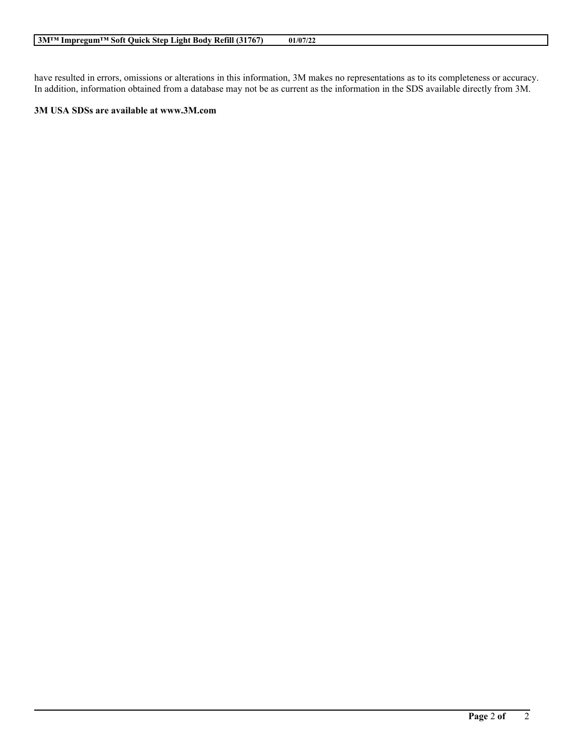have resulted in errors, omissions or alterations in this information, 3M makes no representations as to its completeness or accuracy. In addition, information obtained from a database may not be as current as the information in the SDS available directly from 3M.

**3M USA SDSs are available at www.3M.com**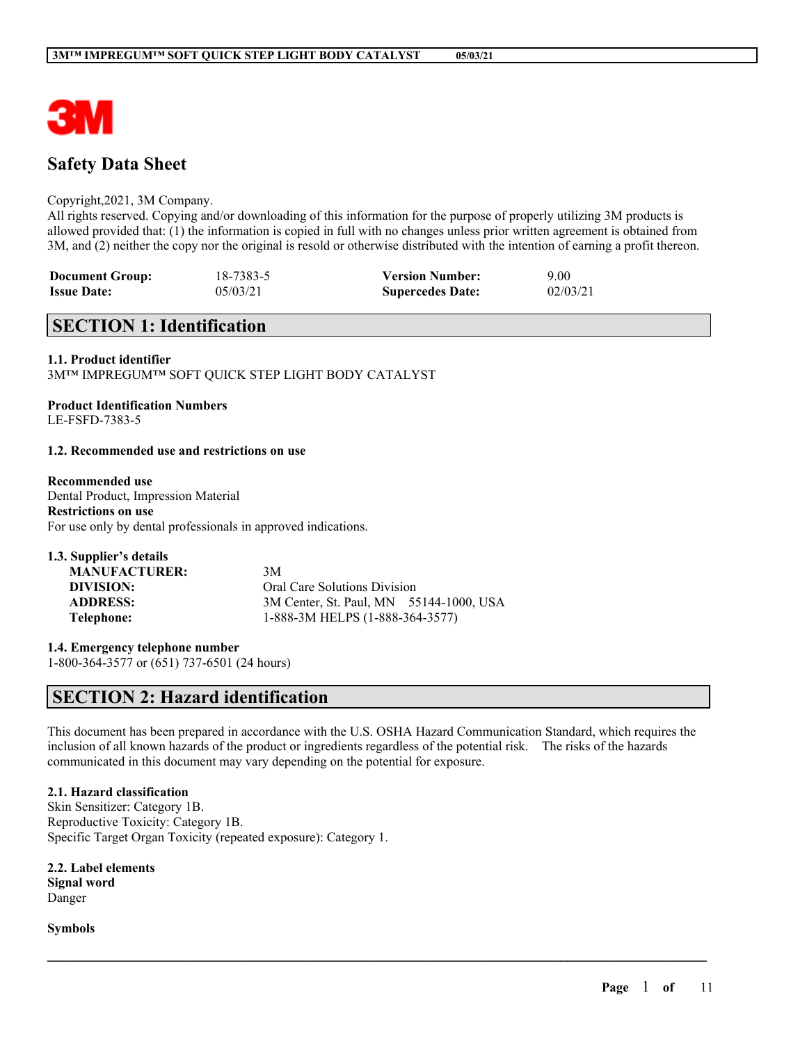# Safety Data Sheet

Copyright,2021, 3M Company.
All rights reserved. Copying and/or downloading of this information for the purpose of properly utilizing 3M products is allowed provided that: (1) the information is copied in full with no changes unless prior written agreement is obtained from 3M, and (2) neither the copy nor the original is resold or otherwise distributed with the intention of earning a profit thereon.

| | | | |
|---|---|---|---|
| **Document Group:** | 18-7383-5 | **Version Number:** | 9.00 |
| **Issue Date:** | 05/03/21 | **Supercedes Date:** | 02/03/21 |

## SECTION 1: Identification

**1.1. Product identifier**
3M™ IMPREGUM™ SOFT QUICK STEP LIGHT BODY CATALYST

**Product Identification Numbers**
LE-FSFD-7383-5

**1.2. Recommended use and restrictions on use**

**Recommended use**
Dental Product, Impression Material
**Restrictions on use**
For use only by dental professionals in approved indications.

**1.3. Supplier's details**

| | |
|---|---|
| **MANUFACTURER:** | 3M |
| **DIVISION:** | Oral Care Solutions Division |
| **ADDRESS:** | 3M Center, St. Paul, MN 55144-1000, USA |
| **Telephone:** | 1-888-3M HELPS (1-888-364-3577) |

**1.4. Emergency telephone number**
1-800-364-3577 or (651) 737-6501 (24 hours)

## SECTION 2: Hazard identification

This document has been prepared in accordance with the U.S. OSHA Hazard Communication Standard, which requires the inclusion of all known hazards of the product or ingredients regardless of the potential risk. The risks of the hazards communicated in this document may vary depending on the potential for exposure.

**2.1. Hazard classification**
Skin Sensitizer: Category 1B.
Reproductive Toxicity: Category 1B.
Specific Target Organ Toxicity (repeated exposure): Category 1.

**2.2. Label elements**
**Signal word**
Danger

**Symbols**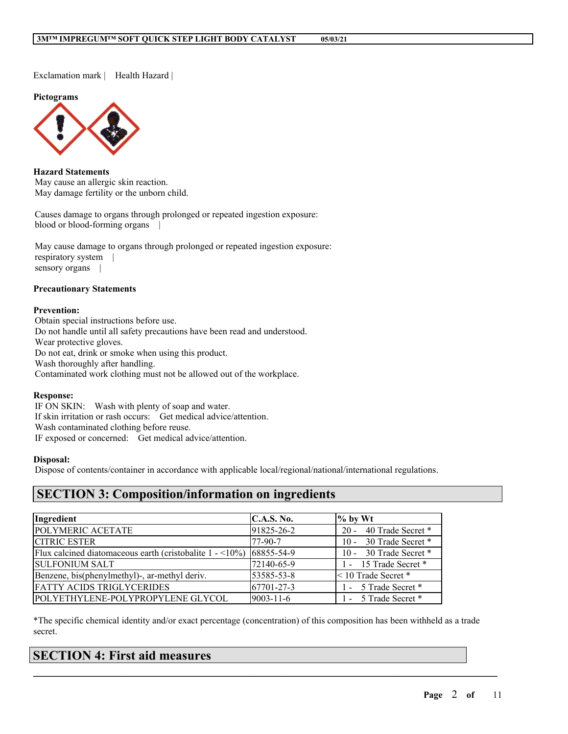Exclamation mark | Health Hazard |

**Pictograms**

**Hazard Statements**

May cause an allergic skin reaction.
May damage fertility or the unborn child.

Causes damage to organs through prolonged or repeated ingestion exposure:
blood or blood-forming organs |

May cause damage to organs through prolonged or repeated ingestion exposure:
respiratory system |
sensory organs |

**Precautionary Statements**

**Prevention:**

Obtain special instructions before use.
Do not handle until all safety precautions have been read and understood.
Wear protective gloves.
Do not eat, drink or smoke when using this product.
Wash thoroughly after handling.
Contaminated work clothing must not be allowed out of the workplace.

**Response:**

IF ON SKIN: Wash with plenty of soap and water.
If skin irritation or rash occurs: Get medical advice/attention.
Wash contaminated clothing before reuse.
IF exposed or concerned: Get medical advice/attention.

**Disposal:**

Dispose of contents/container in accordance with applicable local/regional/national/international regulations.

## SECTION 3: Composition/information on ingredients

| Ingredient | C.A.S. No. | % by Wt |
|---|---|---|
| POLYMERIC ACETATE | 91825-26-2 | 20 - 40 Trade Secret * |
| CITRIC ESTER | 77-90-7 | 10 - 30 Trade Secret * |
| Flux calcined diatomaceous earth (cristobalite 1 - <10%) | 68855-54-9 | 10 - 30 Trade Secret * |
| SULFONIUM SALT | 72140-65-9 | 1 - 15 Trade Secret * |
| Benzene, bis(phenylmethyl)-, ar-methyl deriv. | 53585-53-8 | < 10 Trade Secret * |
| FATTY ACIDS TRIGLYCERIDES | 67701-27-3 | 1 - 5 Trade Secret * |
| POLYETHYLENE-POLYPROPYLENE GLYCOL | 9003-11-6 | 1 - 5 Trade Secret * |

*The specific chemical identity and/or exact percentage (concentration) of this composition has been withheld as a trade secret.

## SECTION 4: First aid measures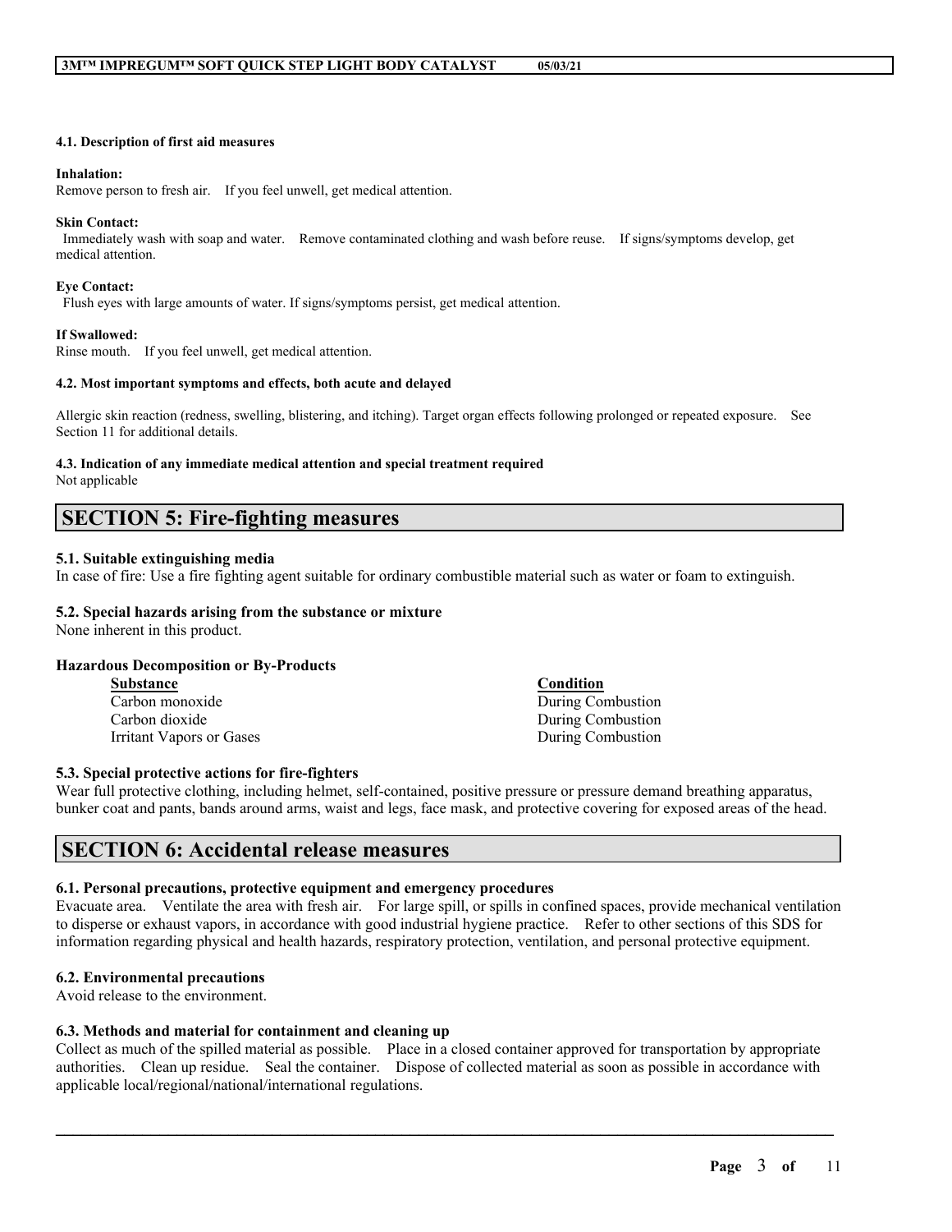#### 4.1. Description of first aid measures

**Inhalation:**
Remove person to fresh air. If you feel unwell, get medical attention.

**Skin Contact:**
Immediately wash with soap and water. Remove contaminated clothing and wash before reuse. If signs/symptoms develop, get medical attention.

**Eye Contact:**
Flush eyes with large amounts of water. If signs/symptoms persist, get medical attention.

**If Swallowed:**
Rinse mouth. If you feel unwell, get medical attention.

#### 4.2. Most important symptoms and effects, both acute and delayed

Allergic skin reaction (redness, swelling, blistering, and itching). Target organ effects following prolonged or repeated exposure. See Section 11 for additional details.

#### 4.3. Indication of any immediate medical attention and special treatment required
Not applicable

## SECTION 5: Fire-fighting measures

### 5.1. Suitable extinguishing media
In case of fire: Use a fire fighting agent suitable for ordinary combustible material such as water or foam to extinguish.

### 5.2. Special hazards arising from the substance or mixture
None inherent in this product.

**Hazardous Decomposition or By-Products**

| Substance | Condition |
| --- | --- |
| Carbon monoxide | During Combustion |
| Carbon dioxide | During Combustion |
| Irritant Vapors or Gases | During Combustion |

### 5.3. Special protective actions for fire-fighters
Wear full protective clothing, including helmet, self-contained, positive pressure or pressure demand breathing apparatus, bunker coat and pants, bands around arms, waist and legs, face mask, and protective covering for exposed areas of the head.

## SECTION 6: Accidental release measures

### 6.1. Personal precautions, protective equipment and emergency procedures
Evacuate area. Ventilate the area with fresh air. For large spill, or spills in confined spaces, provide mechanical ventilation to disperse or exhaust vapors, in accordance with good industrial hygiene practice. Refer to other sections of this SDS for information regarding physical and health hazards, respiratory protection, ventilation, and personal protective equipment.

### 6.2. Environmental precautions
Avoid release to the environment.

### 6.3. Methods and material for containment and cleaning up
Collect as much of the spilled material as possible. Place in a closed container approved for transportation by appropriate authorities. Clean up residue. Seal the container. Dispose of collected material as soon as possible in accordance with applicable local/regional/national/international regulations.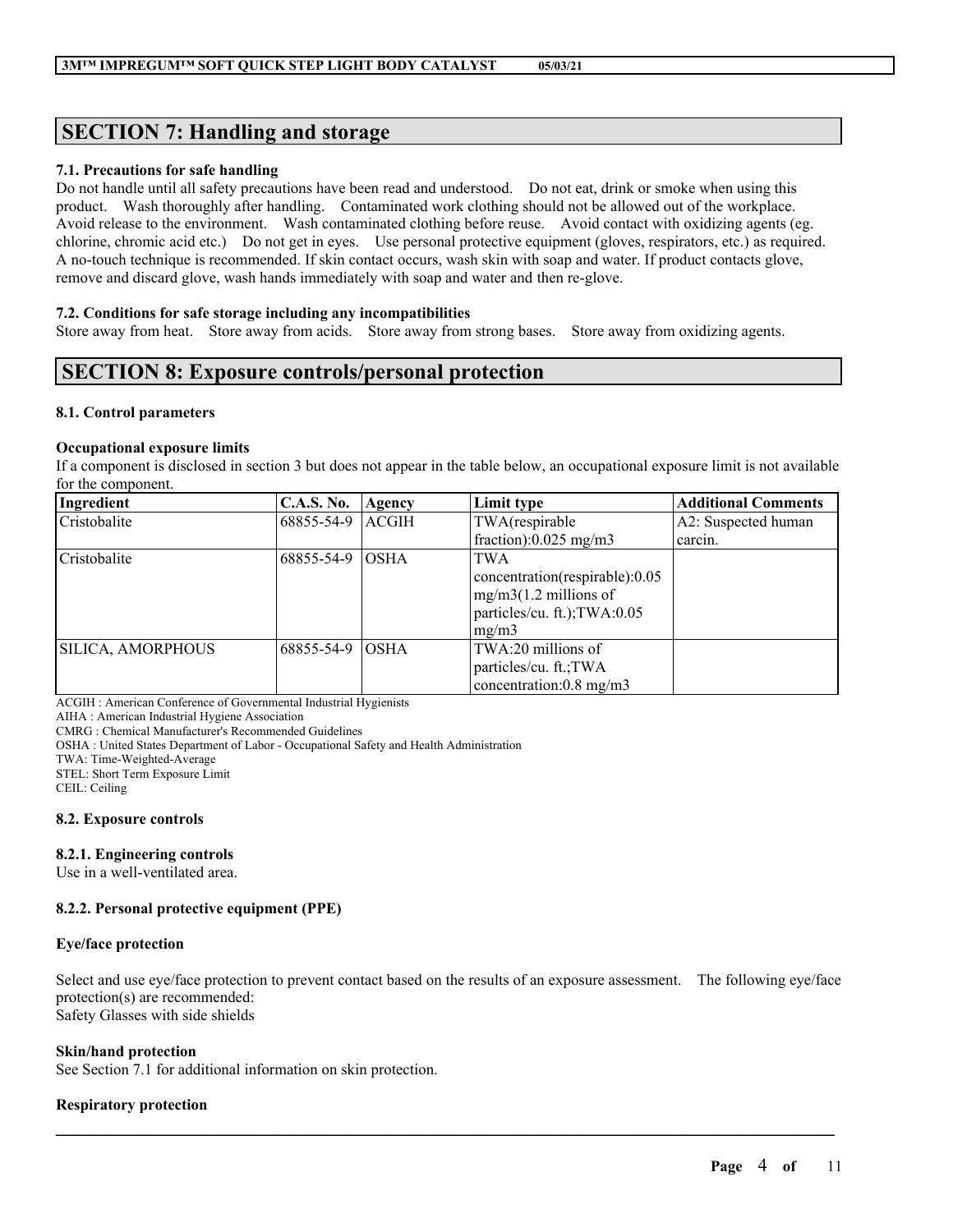## SECTION 7: Handling and storage

### 7.1. Precautions for safe handling

Do not handle until all safety precautions have been read and understood. Do not eat, drink or smoke when using this product. Wash thoroughly after handling. Contaminated work clothing should not be allowed out of the workplace. Avoid release to the environment. Wash contaminated clothing before reuse. Avoid contact with oxidizing agents (eg. chlorine, chromic acid etc.) Do not get in eyes. Use personal protective equipment (gloves, respirators, etc.) as required. A no-touch technique is recommended. If skin contact occurs, wash skin with soap and water. If product contacts glove, remove and discard glove, wash hands immediately with soap and water and then re-glove.

### 7.2. Conditions for safe storage including any incompatibilities

Store away from heat. Store away from acids. Store away from strong bases. Store away from oxidizing agents.

## SECTION 8: Exposure controls/personal protection

### 8.1. Control parameters

**Occupational exposure limits**

If a component is disclosed in section 3 but does not appear in the table below, an occupational exposure limit is not available for the component.

| Ingredient | C.A.S. No. | Agency | Limit type | Additional Comments |
|---|---|---|---|---|
| Cristobalite | 68855-54-9 | ACGIH | TWA(respirable fraction):0.025 mg/m3 | A2: Suspected human carcin. |
| Cristobalite | 68855-54-9 | OSHA | TWA concentration(respirable):0.05 mg/m3(1.2 millions of particles/cu. ft.);TWA:0.05 mg/m3 | |
| SILICA, AMORPHOUS | 68855-54-9 | OSHA | TWA:20 millions of particles/cu. ft.;TWA concentration:0.8 mg/m3 | |

ACGIH : American Conference of Governmental Industrial Hygienists
AIHA : American Industrial Hygiene Association
CMRG : Chemical Manufacturer's Recommended Guidelines
OSHA : United States Department of Labor - Occupational Safety and Health Administration
TWA: Time-Weighted-Average
STEL: Short Term Exposure Limit
CEIL: Ceiling

### 8.2. Exposure controls

#### 8.2.1. Engineering controls

Use in a well-ventilated area.

#### 8.2.2. Personal protective equipment (PPE)

**Eye/face protection**

Select and use eye/face protection to prevent contact based on the results of an exposure assessment. The following eye/face protection(s) are recommended:
Safety Glasses with side shields

**Skin/hand protection**

See Section 7.1 for additional information on skin protection.

**Respiratory protection**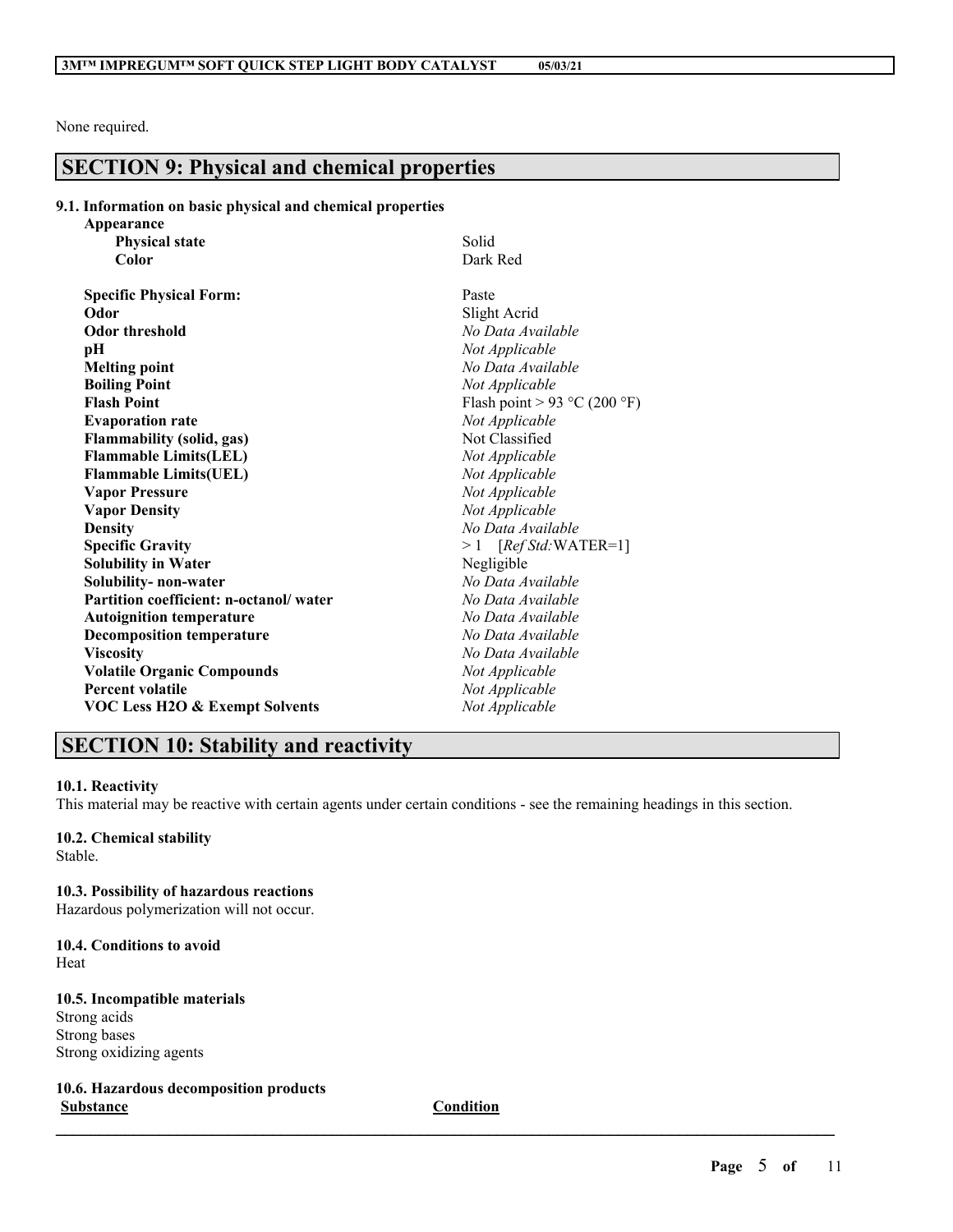None required.

## SECTION 9: Physical and chemical properties

### 9.1. Information on basic physical and chemical properties

| Property | Value |
|---|---|
| **Appearance** | |
| **Physical state** | Solid |
| **Color** | Dark Red |
| **Specific Physical Form:** | Paste |
| **Odor** | Slight Acrid |
| **Odor threshold** | *No Data Available* |
| **pH** | *Not Applicable* |
| **Melting point** | *No Data Available* |
| **Boiling Point** | *Not Applicable* |
| **Flash Point** | Flash point > 93 °C (200 °F) |
| **Evaporation rate** | *Not Applicable* |
| **Flammability (solid, gas)** | Not Classified |
| **Flammable Limits(LEL)** | *Not Applicable* |
| **Flammable Limits(UEL)** | *Not Applicable* |
| **Vapor Pressure** | *Not Applicable* |
| **Vapor Density** | *Not Applicable* |
| **Density** | *No Data Available* |
| **Specific Gravity** | > 1 [*Ref Std:*WATER=1] |
| **Solubility in Water** | Negligible |
| **Solubility- non-water** | *No Data Available* |
| **Partition coefficient: n-octanol/ water** | *No Data Available* |
| **Autoignition temperature** | *No Data Available* |
| **Decomposition temperature** | *No Data Available* |
| **Viscosity** | *No Data Available* |
| **Volatile Organic Compounds** | *Not Applicable* |
| **Percent volatile** | *Not Applicable* |
| **VOC Less H2O & Exempt Solvents** | *Not Applicable* |

## SECTION 10: Stability and reactivity

**10.1. Reactivity**
This material may be reactive with certain agents under certain conditions - see the remaining headings in this section.

**10.2. Chemical stability**
Stable.

**10.3. Possibility of hazardous reactions**
Hazardous polymerization will not occur.

**10.4. Conditions to avoid**
Heat

**10.5. Incompatible materials**
Strong acids
Strong bases
Strong oxidizing agents

**10.6. Hazardous decomposition products**

| Substance | Condition |
|---|---|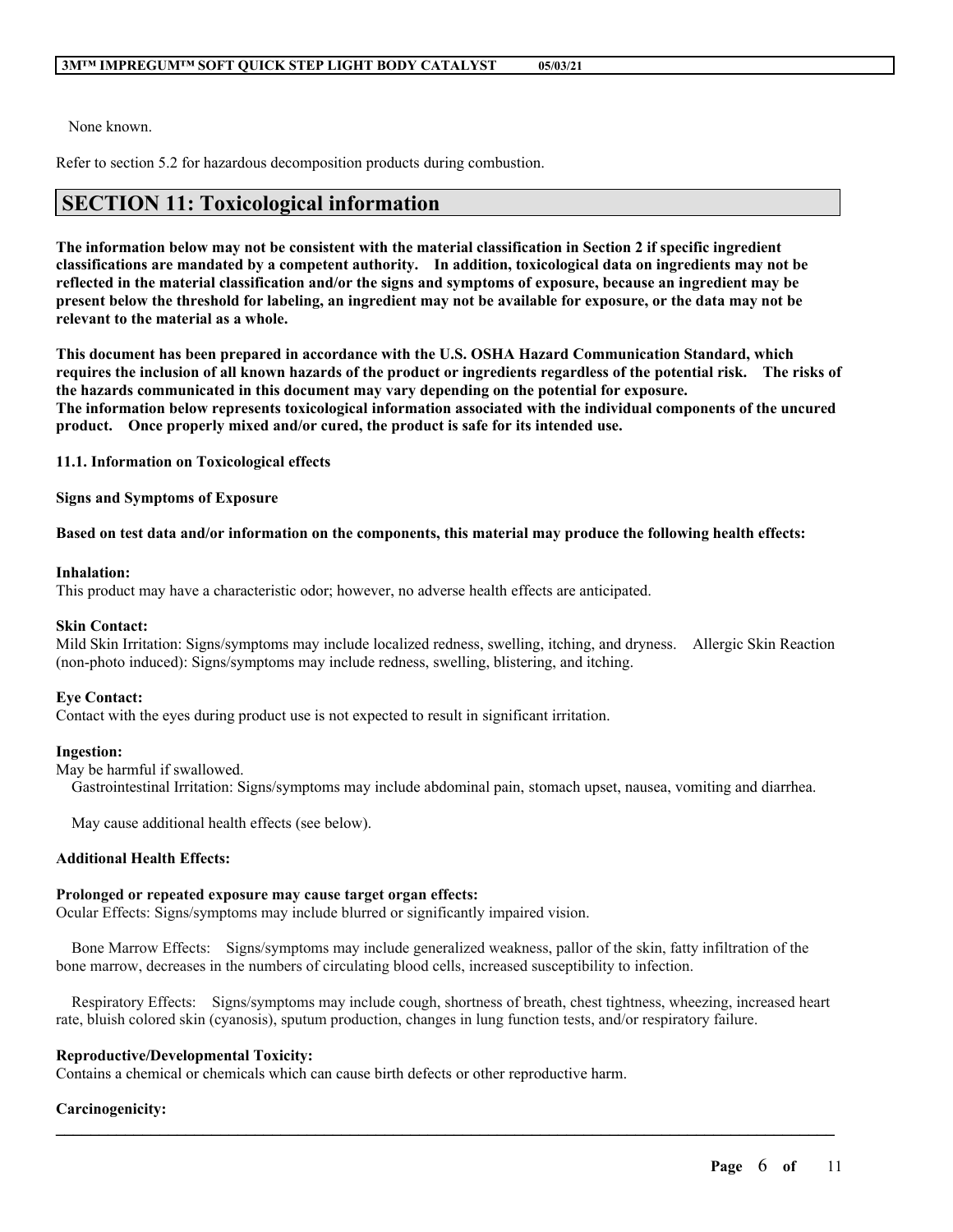None known.

Refer to section 5.2 for hazardous decomposition products during combustion.

## SECTION 11: Toxicological information

**The information below may not be consistent with the material classification in Section 2 if specific ingredient classifications are mandated by a competent authority. In addition, toxicological data on ingredients may not be reflected in the material classification and/or the signs and symptoms of exposure, because an ingredient may be present below the threshold for labeling, an ingredient may not be available for exposure, or the data may not be relevant to the material as a whole.**

**This document has been prepared in accordance with the U.S. OSHA Hazard Communication Standard, which requires the inclusion of all known hazards of the product or ingredients regardless of the potential risk. The risks of the hazards communicated in this document may vary depending on the potential for exposure.**
**The information below represents toxicological information associated with the individual components of the uncured product. Once properly mixed and/or cured, the product is safe for its intended use.**

**11.1. Information on Toxicological effects**

**Signs and Symptoms of Exposure**

**Based on test data and/or information on the components, this material may produce the following health effects:**

**Inhalation:**
This product may have a characteristic odor; however, no adverse health effects are anticipated.

**Skin Contact:**
Mild Skin Irritation: Signs/symptoms may include localized redness, swelling, itching, and dryness. Allergic Skin Reaction (non-photo induced): Signs/symptoms may include redness, swelling, blistering, and itching.

**Eye Contact:**
Contact with the eyes during product use is not expected to result in significant irritation.

**Ingestion:**
May be harmful if swallowed.
Gastrointestinal Irritation: Signs/symptoms may include abdominal pain, stomach upset, nausea, vomiting and diarrhea.

May cause additional health effects (see below).

**Additional Health Effects:**

**Prolonged or repeated exposure may cause target organ effects:**
Ocular Effects: Signs/symptoms may include blurred or significantly impaired vision.

Bone Marrow Effects: Signs/symptoms may include generalized weakness, pallor of the skin, fatty infiltration of the bone marrow, decreases in the numbers of circulating blood cells, increased susceptibility to infection.

Respiratory Effects: Signs/symptoms may include cough, shortness of breath, chest tightness, wheezing, increased heart rate, bluish colored skin (cyanosis), sputum production, changes in lung function tests, and/or respiratory failure.

**Reproductive/Developmental Toxicity:**
Contains a chemical or chemicals which can cause birth defects or other reproductive harm.

**Carcinogenicity:**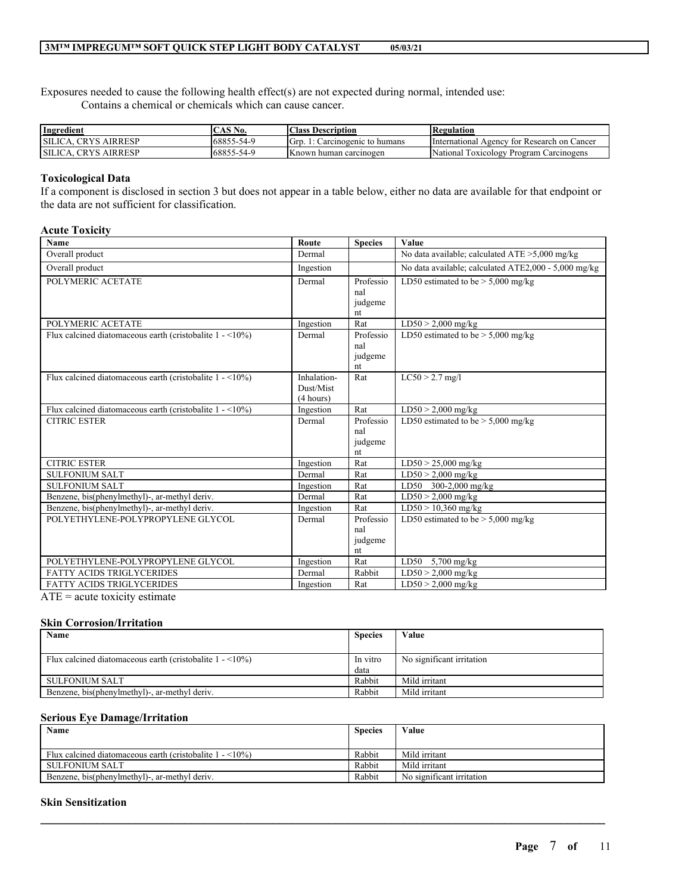Exposures needed to cause the following health effect(s) are not expected during normal, intended use:

Contains a chemical or chemicals which can cause cancer.

| Ingredient | CAS No. | Class Description | Regulation |
|---|---|---|---|
| SILICA, CRYS AIRRESP | 68855-54-9 | Grp. 1: Carcinogenic to humans | International Agency for Research on Cancer |
| SILICA, CRYS AIRRESP | 68855-54-9 | Known human carcinogen | National Toxicology Program Carcinogens |

### Toxicological Data

If a component is disclosed in section 3 but does not appear in a table below, either no data are available for that endpoint or the data are not sufficient for classification.

### Acute Toxicity

| Name | Route | Species | Value |
|---|---|---|---|
| Overall product | Dermal | | No data available; calculated ATE >5,000 mg/kg |
| Overall product | Ingestion | | No data available; calculated ATE2,000 - 5,000 mg/kg |
| POLYMERIC ACETATE | Dermal | Professional judgement | LD50 estimated to be > 5,000 mg/kg |
| POLYMERIC ACETATE | Ingestion | Rat | LD50 > 2,000 mg/kg |
| Flux calcined diatomaceous earth (cristobalite 1 - <10%) | Dermal | Professional judgement | LD50 estimated to be > 5,000 mg/kg |
| Flux calcined diatomaceous earth (cristobalite 1 - <10%) | Inhalation-Dust/Mist (4 hours) | Rat | LC50 > 2.7 mg/l |
| Flux calcined diatomaceous earth (cristobalite 1 - <10%) | Ingestion | Rat | LD50 > 2,000 mg/kg |
| CITRIC ESTER | Dermal | Professional judgement | LD50 estimated to be > 5,000 mg/kg |
| CITRIC ESTER | Ingestion | Rat | LD50 > 25,000 mg/kg |
| SULFONIUM SALT | Dermal | Rat | LD50 > 2,000 mg/kg |
| SULFONIUM SALT | Ingestion | Rat | LD50 300-2,000 mg/kg |
| Benzene, bis(phenylmethyl)-, ar-methyl deriv. | Dermal | Rat | LD50 > 2,000 mg/kg |
| Benzene, bis(phenylmethyl)-, ar-methyl deriv. | Ingestion | Rat | LD50 > 10,360 mg/kg |
| POLYETHYLENE-POLYPROPYLENE GLYCOL | Dermal | Professional judgement | LD50 estimated to be > 5,000 mg/kg |
| POLYETHYLENE-POLYPROPYLENE GLYCOL | Ingestion | Rat | LD50 5,700 mg/kg |
| FATTY ACIDS TRIGLYCERIDES | Dermal | Rabbit | LD50 > 2,000 mg/kg |
| FATTY ACIDS TRIGLYCERIDES | Ingestion | Rat | LD50 > 2,000 mg/kg |

ATE = acute toxicity estimate

### Skin Corrosion/Irritation

| Name | Species | Value |
|---|---|---|
| Flux calcined diatomaceous earth (cristobalite 1 - <10%) | In vitro data | No significant irritation |
| SULFONIUM SALT | Rabbit | Mild irritant |
| Benzene, bis(phenylmethyl)-, ar-methyl deriv. | Rabbit | Mild irritant |

### Serious Eye Damage/Irritation

| Name | Species | Value |
|---|---|---|
| Flux calcined diatomaceous earth (cristobalite 1 - <10%) | Rabbit | Mild irritant |
| SULFONIUM SALT | Rabbit | Mild irritant |
| Benzene, bis(phenylmethyl)-, ar-methyl deriv. | Rabbit | No significant irritation |

### Skin Sensitization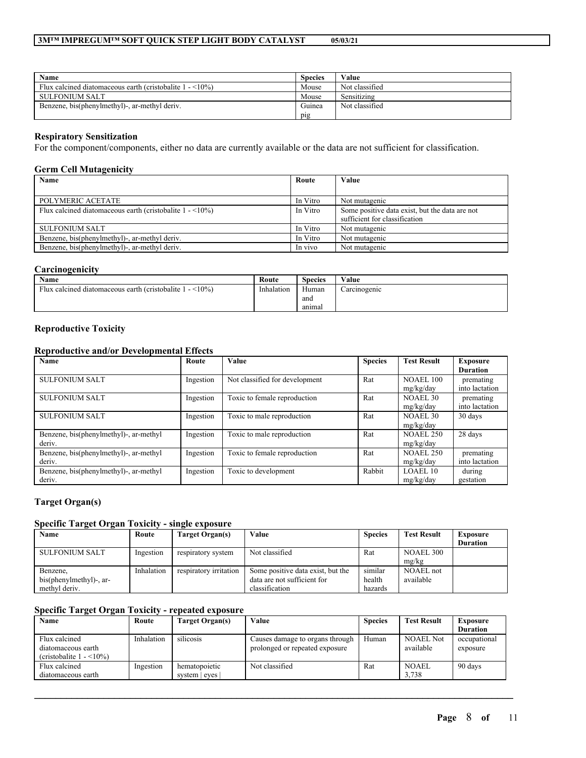| Name | Species | Value |
|---|---|---|
| Flux calcined diatomaceous earth (cristobalite 1 - <10%) | Mouse | Not classified |
| SULFONIUM SALT | Mouse | Sensitizing |
| Benzene, bis(phenylmethyl)-, ar-methyl deriv. | Guinea pig | Not classified |

### Respiratory Sensitization

For the component/components, either no data are currently available or the data are not sufficient for classification.

### Germ Cell Mutagenicity

| Name | Route | Value |
|---|---|---|
| POLYMERIC ACETATE | In Vitro | Not mutagenic |
| Flux calcined diatomaceous earth (cristobalite 1 - <10%) | In Vitro | Some positive data exist, but the data are not sufficient for classification |
| SULFONIUM SALT | In Vitro | Not mutagenic |
| Benzene, bis(phenylmethyl)-, ar-methyl deriv. | In Vitro | Not mutagenic |
| Benzene, bis(phenylmethyl)-, ar-methyl deriv. | In vivo | Not mutagenic |

### Carcinogenicity

| Name | Route | Species | Value |
|---|---|---|---|
| Flux calcined diatomaceous earth (cristobalite 1 - <10%) | Inhalation | Human and animal | Carcinogenic |

### Reproductive Toxicity

#### Reproductive and/or Developmental Effects

| Name | Route | Value | Species | Test Result | Exposure Duration |
|---|---|---|---|---|---|
| SULFONIUM SALT | Ingestion | Not classified for development | Rat | NOAEL 100 mg/kg/day | premating into lactation |
| SULFONIUM SALT | Ingestion | Toxic to female reproduction | Rat | NOAEL 30 mg/kg/day | premating into lactation |
| SULFONIUM SALT | Ingestion | Toxic to male reproduction | Rat | NOAEL 30 mg/kg/day | 30 days |
| Benzene, bis(phenylmethyl)-, ar-methyl deriv. | Ingestion | Toxic to male reproduction | Rat | NOAEL 250 mg/kg/day | 28 days |
| Benzene, bis(phenylmethyl)-, ar-methyl deriv. | Ingestion | Toxic to female reproduction | Rat | NOAEL 250 mg/kg/day | premating into lactation |
| Benzene, bis(phenylmethyl)-, ar-methyl deriv. | Ingestion | Toxic to development | Rabbit | LOAEL 10 mg/kg/day | during gestation |

### Target Organ(s)

#### Specific Target Organ Toxicity - single exposure

| Name | Route | Target Organ(s) | Value | Species | Test Result | Exposure Duration |
|---|---|---|---|---|---|---|
| SULFONIUM SALT | Ingestion | respiratory system | Not classified | Rat | NOAEL 300 mg/kg | |
| Benzene, bis(phenylmethyl)-, ar-methyl deriv. | Inhalation | respiratory irritation | Some positive data exist, but the data are not sufficient for classification | similar health hazards | NOAEL not available | |

#### Specific Target Organ Toxicity - repeated exposure

| Name | Route | Target Organ(s) | Value | Species | Test Result | Exposure Duration |
|---|---|---|---|---|---|---|
| Flux calcined diatomaceous earth (cristobalite 1 - <10%) | Inhalation | silicosis | Causes damage to organs through prolonged or repeated exposure | Human | NOAEL Not available | occupational exposure |
| Flux calcined diatomaceous earth | Ingestion | hematopoietic system \| eyes \| | Not classified | Rat | NOAEL 3,738 | 90 days |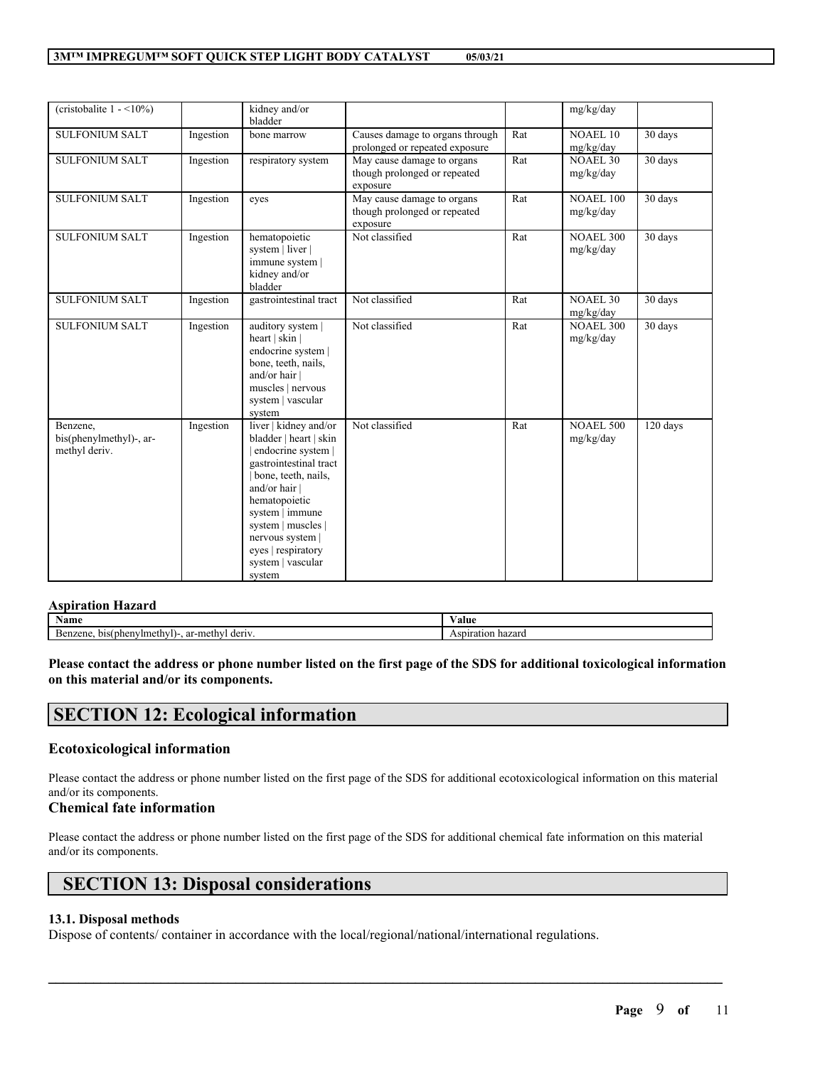| (cristobalite 1 - <10%) | | kidney and/or bladder | | | mg/kg/day | |
|---|---|---|---|---|---|---|
| SULFONIUM SALT | Ingestion | bone marrow | Causes damage to organs through prolonged or repeated exposure | Rat | NOAEL 10 mg/kg/day | 30 days |
| SULFONIUM SALT | Ingestion | respiratory system | May cause damage to organs though prolonged or repeated exposure | Rat | NOAEL 30 mg/kg/day | 30 days |
| SULFONIUM SALT | Ingestion | eyes | May cause damage to organs though prolonged or repeated exposure | Rat | NOAEL 100 mg/kg/day | 30 days |
| SULFONIUM SALT | Ingestion | hematopoietic system \| liver \| immune system \| kidney and/or bladder | Not classified | Rat | NOAEL 300 mg/kg/day | 30 days |
| SULFONIUM SALT | Ingestion | gastrointestinal tract | Not classified | Rat | NOAEL 30 mg/kg/day | 30 days |
| SULFONIUM SALT | Ingestion | auditory system \| heart \| skin \| endocrine system \| bone, teeth, nails, and/or hair \| muscles \| nervous system \| vascular system | Not classified | Rat | NOAEL 300 mg/kg/day | 30 days |
| Benzene, bis(phenylmethyl)-, ar-methyl deriv. | Ingestion | liver \| kidney and/or bladder \| heart \| skin \| endocrine system \| gastrointestinal tract \| bone, teeth, nails, and/or hair \| hematopoietic system \| immune system \| muscles \| nervous system \| eyes \| respiratory system \| vascular system | Not classified | Rat | NOAEL 500 mg/kg/day | 120 days |

**Aspiration Hazard**

| Name | Value |
|---|---|
| Benzene, bis(phenylmethyl)-, ar-methyl deriv. | Aspiration hazard |

**Please contact the address or phone number listed on the first page of the SDS for additional toxicological information on this material and/or its components.**

# SECTION 12: Ecological information

### Ecotoxicological information

Please contact the address or phone number listed on the first page of the SDS for additional ecotoxicological information on this material and/or its components.

### Chemical fate information

Please contact the address or phone number listed on the first page of the SDS for additional chemical fate information on this material and/or its components.

# SECTION 13: Disposal considerations

**13.1. Disposal methods**

Dispose of contents/ container in accordance with the local/regional/national/international regulations.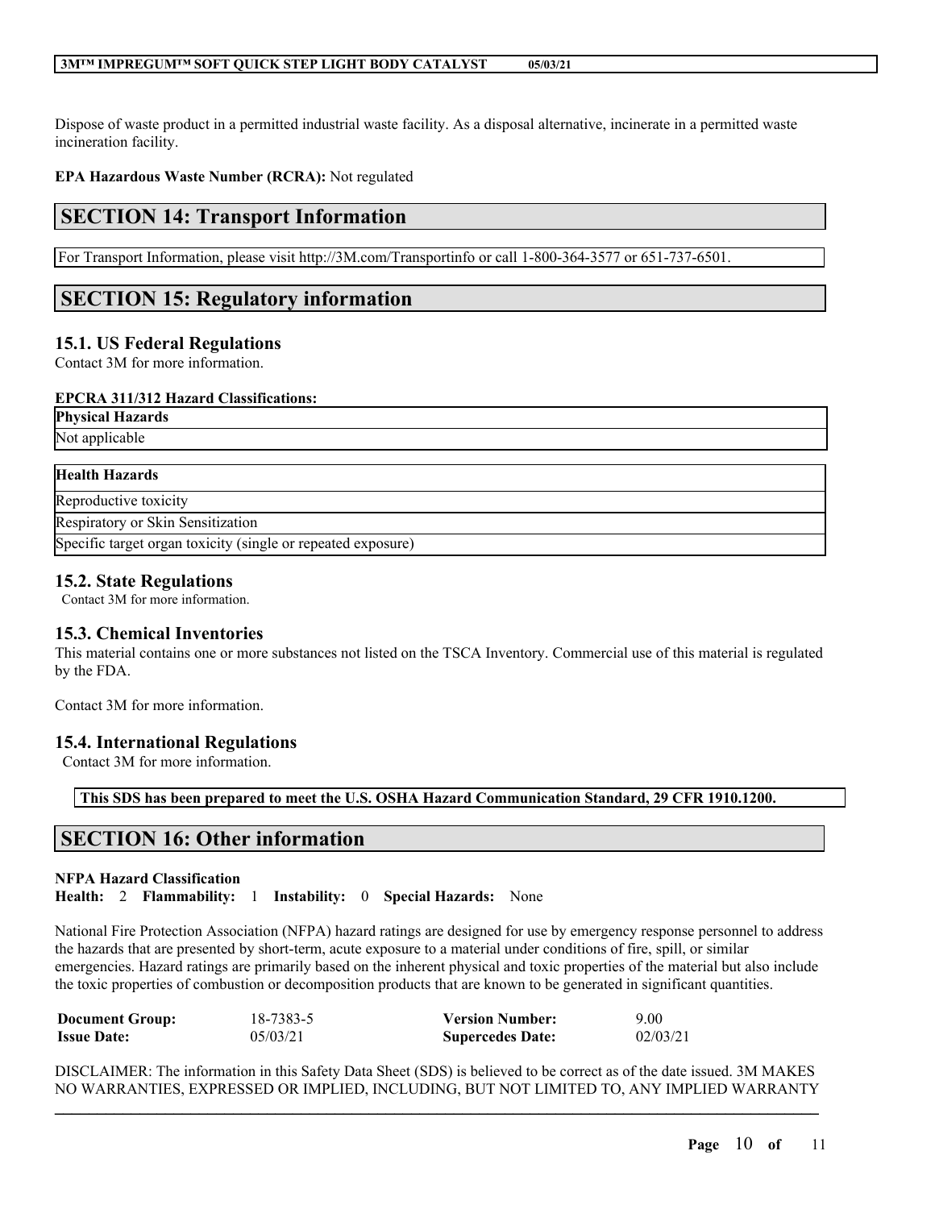Dispose of waste product in a permitted industrial waste facility. As a disposal alternative, incinerate in a permitted waste incineration facility.

**EPA Hazardous Waste Number (RCRA):** Not regulated

## SECTION 14: Transport Information

For Transport Information, please visit http://3M.com/Transportinfo or call 1-800-364-3577 or 651-737-6501.

## SECTION 15: Regulatory information

### 15.1. US Federal Regulations

Contact 3M for more information.

**EPCRA 311/312 Hazard Classifications:**

| **Physical Hazards** |
| --- |
| Not applicable |

| **Health Hazards** |
| --- |
| Reproductive toxicity |
| Respiratory or Skin Sensitization |
| Specific target organ toxicity (single or repeated exposure) |

### 15.2. State Regulations

Contact 3M for more information.

### 15.3. Chemical Inventories

This material contains one or more substances not listed on the TSCA Inventory. Commercial use of this material is regulated by the FDA.

Contact 3M for more information.

### 15.4. International Regulations

Contact 3M for more information.

**This SDS has been prepared to meet the U.S. OSHA Hazard Communication Standard, 29 CFR 1910.1200.**

## SECTION 16: Other information

**NFPA Hazard Classification**

**Health:** 2 **Flammability:** 1 **Instability:** 0 **Special Hazards:** None

National Fire Protection Association (NFPA) hazard ratings are designed for use by emergency response personnel to address the hazards that are presented by short-term, acute exposure to a material under conditions of fire, spill, or similar emergencies. Hazard ratings are primarily based on the inherent physical and toxic properties of the material but also include the toxic properties of combustion or decomposition products that are known to be generated in significant quantities.

| | | | |
| --- | --- | --- | --- |
| **Document Group:** | 18-7383-5 | **Version Number:** | 9.00 |
| **Issue Date:** | 05/03/21 | **Supercedes Date:** | 02/03/21 |

DISCLAIMER: The information in this Safety Data Sheet (SDS) is believed to be correct as of the date issued. 3M MAKES NO WARRANTIES, EXPRESSED OR IMPLIED, INCLUDING, BUT NOT LIMITED TO, ANY IMPLIED WARRANTY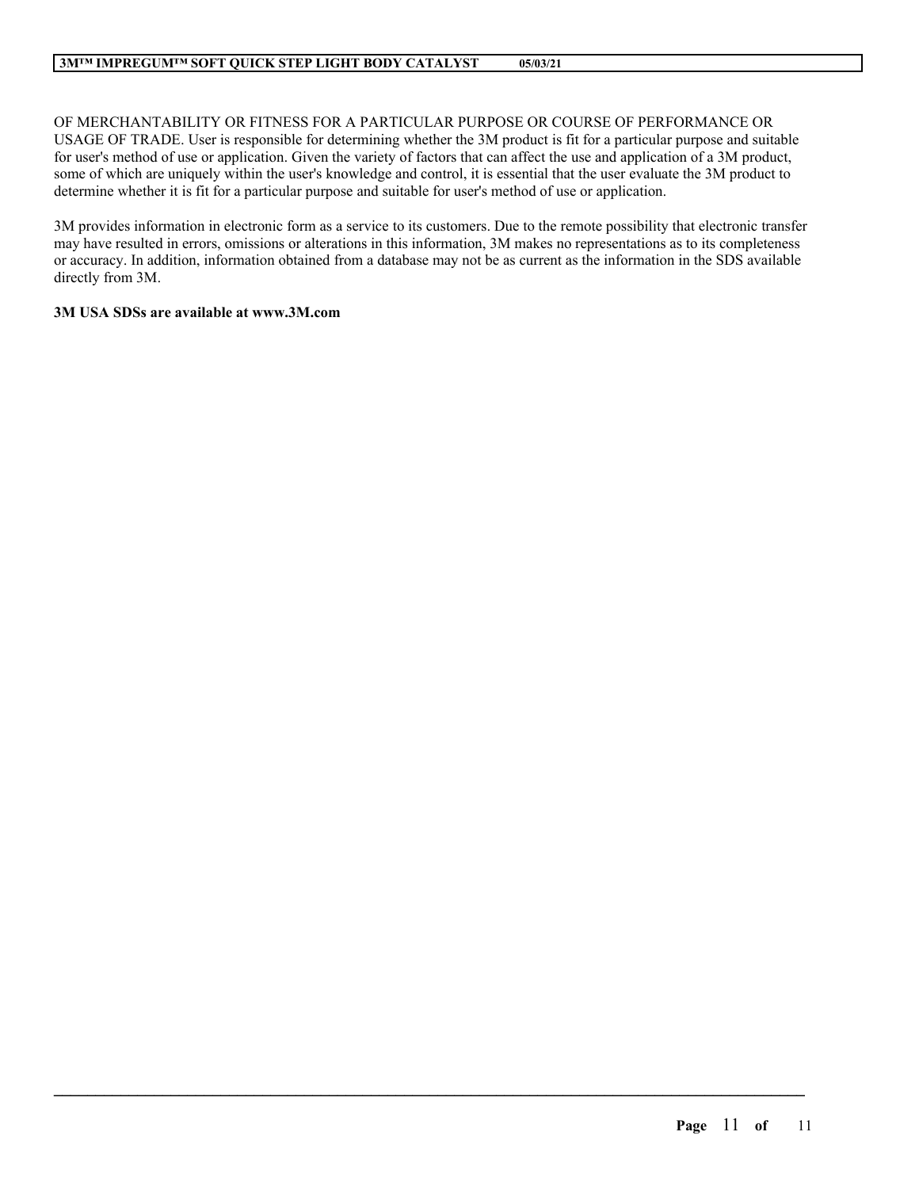OF MERCHANTABILITY OR FITNESS FOR A PARTICULAR PURPOSE OR COURSE OF PERFORMANCE OR USAGE OF TRADE. User is responsible for determining whether the 3M product is fit for a particular purpose and suitable for user's method of use or application. Given the variety of factors that can affect the use and application of a 3M product, some of which are uniquely within the user's knowledge and control, it is essential that the user evaluate the 3M product to determine whether it is fit for a particular purpose and suitable for user's method of use or application.

3M provides information in electronic form as a service to its customers. Due to the remote possibility that electronic transfer may have resulted in errors, omissions or alterations in this information, 3M makes no representations as to its completeness or accuracy. In addition, information obtained from a database may not be as current as the information in the SDS available directly from 3M.

**3M USA SDSs are available at www.3M.com**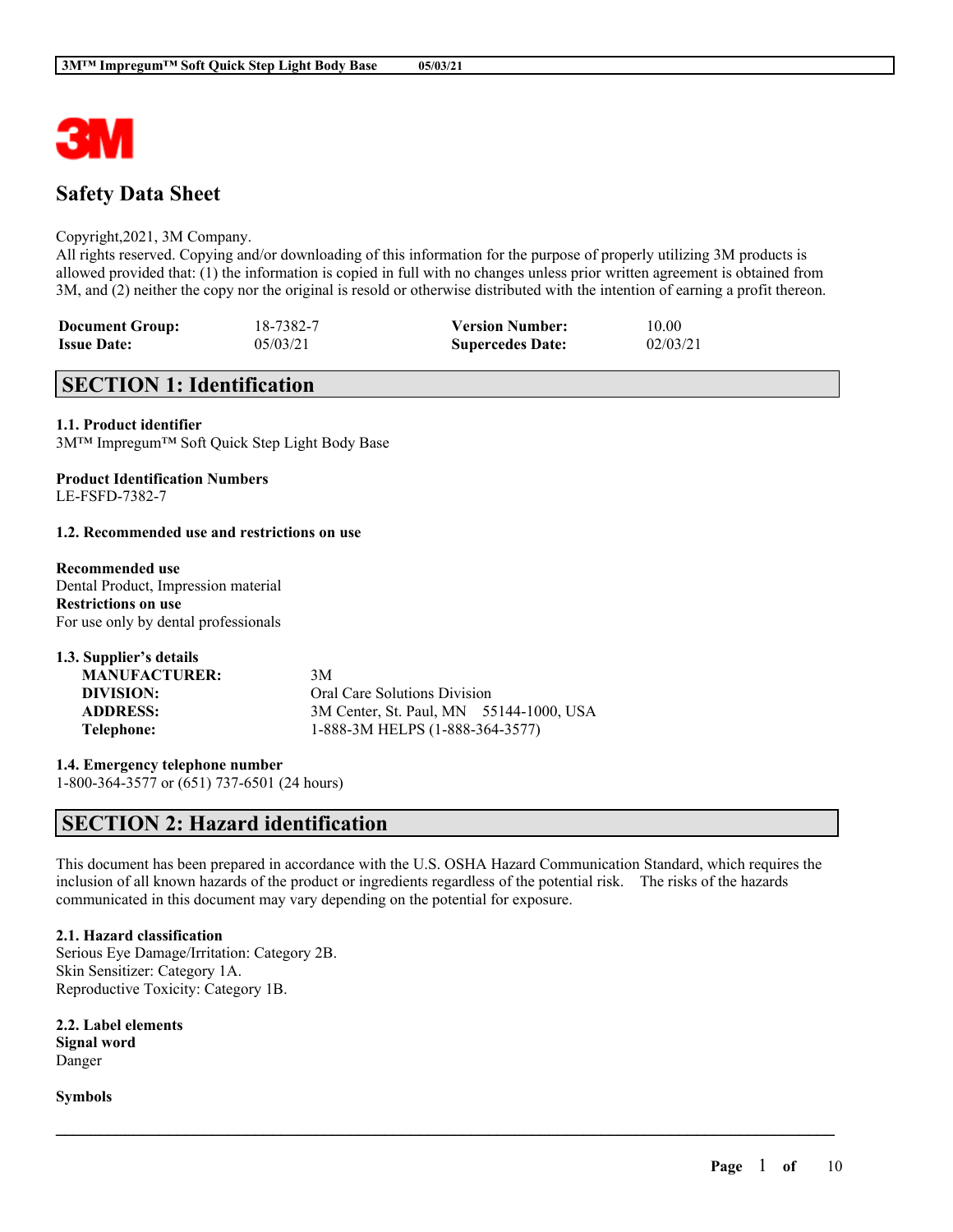# Safety Data Sheet

Copyright,2021, 3M Company.
All rights reserved. Copying and/or downloading of this information for the purpose of properly utilizing 3M products is allowed provided that: (1) the information is copied in full with no changes unless prior written agreement is obtained from 3M, and (2) neither the copy nor the original is resold or otherwise distributed with the intention of earning a profit thereon.

| **Document Group:** | 18-7382-7 | **Version Number:** | 10.00 |
|---|---|---|---|
| **Issue Date:** | 05/03/21 | **Supercedes Date:** | 02/03/21 |

## SECTION 1: Identification

**1.1. Product identifier**
3M™ Impregum™ Soft Quick Step Light Body Base

**Product Identification Numbers**
LE-FSFD-7382-7

**1.2. Recommended use and restrictions on use**

**Recommended use**
Dental Product, Impression material
**Restrictions on use**
For use only by dental professionals

**1.3. Supplier's details**

| | |
|---|---|
| **MANUFACTURER:** | 3M |
| **DIVISION:** | Oral Care Solutions Division |
| **ADDRESS:** | 3M Center, St. Paul, MN 55144-1000, USA |
| **Telephone:** | 1-888-3M HELPS (1-888-364-3577) |

**1.4. Emergency telephone number**
1-800-364-3577 or (651) 737-6501 (24 hours)

## SECTION 2: Hazard identification

This document has been prepared in accordance with the U.S. OSHA Hazard Communication Standard, which requires the inclusion of all known hazards of the product or ingredients regardless of the potential risk. The risks of the hazards communicated in this document may vary depending on the potential for exposure.

**2.1. Hazard classification**
Serious Eye Damage/Irritation: Category 2B.
Skin Sensitizer: Category 1A.
Reproductive Toxicity: Category 1B.

**2.2. Label elements**
**Signal word**
Danger

**Symbols**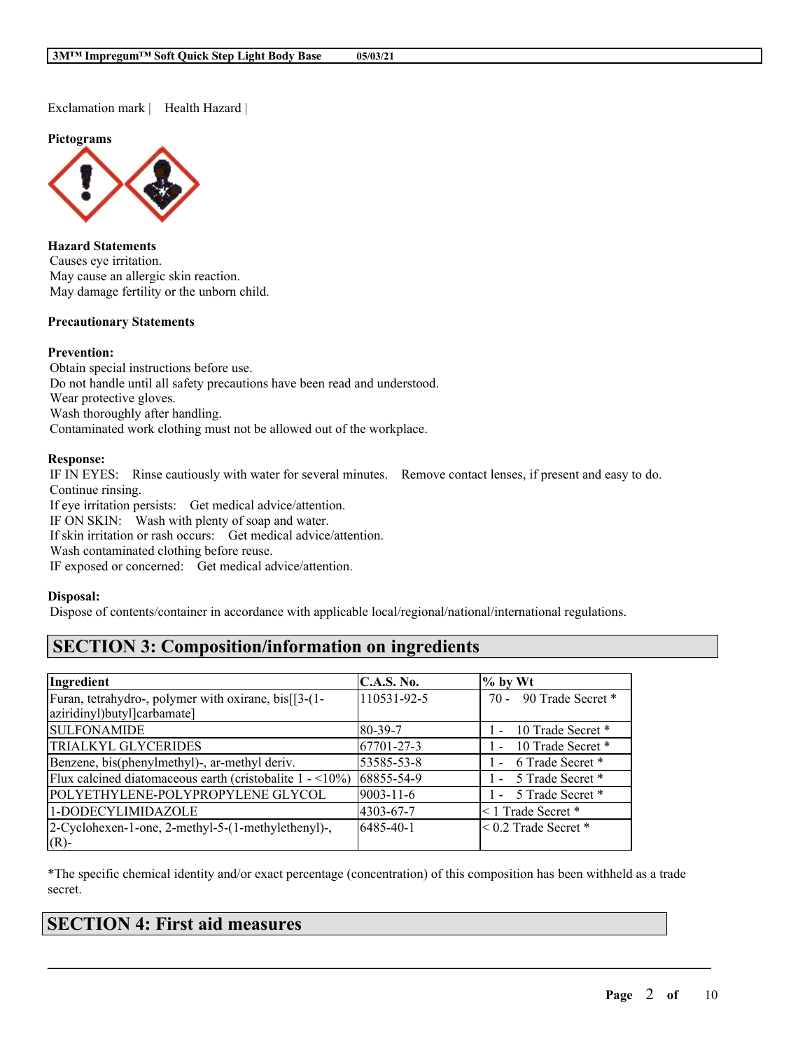Exclamation mark | Health Hazard |

**Pictograms**

**Hazard Statements**
Causes eye irritation.
May cause an allergic skin reaction.
May damage fertility or the unborn child.

**Precautionary Statements**

**Prevention:**
Obtain special instructions before use.
Do not handle until all safety precautions have been read and understood.
Wear protective gloves.
Wash thoroughly after handling.
Contaminated work clothing must not be allowed out of the workplace.

**Response:**
IF IN EYES: Rinse cautiously with water for several minutes. Remove contact lenses, if present and easy to do. Continue rinsing.
If eye irritation persists: Get medical advice/attention.
IF ON SKIN: Wash with plenty of soap and water.
If skin irritation or rash occurs: Get medical advice/attention.
Wash contaminated clothing before reuse.
IF exposed or concerned: Get medical advice/attention.

**Disposal:**
Dispose of contents/container in accordance with applicable local/regional/national/international regulations.

## SECTION 3: Composition/information on ingredients

| Ingredient | C.A.S. No. | % by Wt |
|---|---|---|
| Furan, tetrahydro-, polymer with oxirane, bis[[3-(1-aziridinyl)butyl]carbamate] | 110531-92-5 | 70 - 90 Trade Secret * |
| SULFONAMIDE | 80-39-7 | 1 - 10 Trade Secret * |
| TRIALKYL GLYCERIDES | 67701-27-3 | 1 - 10 Trade Secret * |
| Benzene, bis(phenylmethyl)-, ar-methyl deriv. | 53585-53-8 | 1 - 6 Trade Secret * |
| Flux calcined diatomaceous earth (cristobalite 1 - <10%) | 68855-54-9 | 1 - 5 Trade Secret * |
| POLYETHYLENE-POLYPROPYLENE GLYCOL | 9003-11-6 | 1 - 5 Trade Secret * |
| 1-DODECYLIMIDAZOLE | 4303-67-7 | < 1 Trade Secret * |
| 2-Cyclohexen-1-one, 2-methyl-5-(1-methylethenyl)-, (R)- | 6485-40-1 | < 0.2 Trade Secret * |

*The specific chemical identity and/or exact percentage (concentration) of this composition has been withheld as a trade secret.

## SECTION 4: First aid measures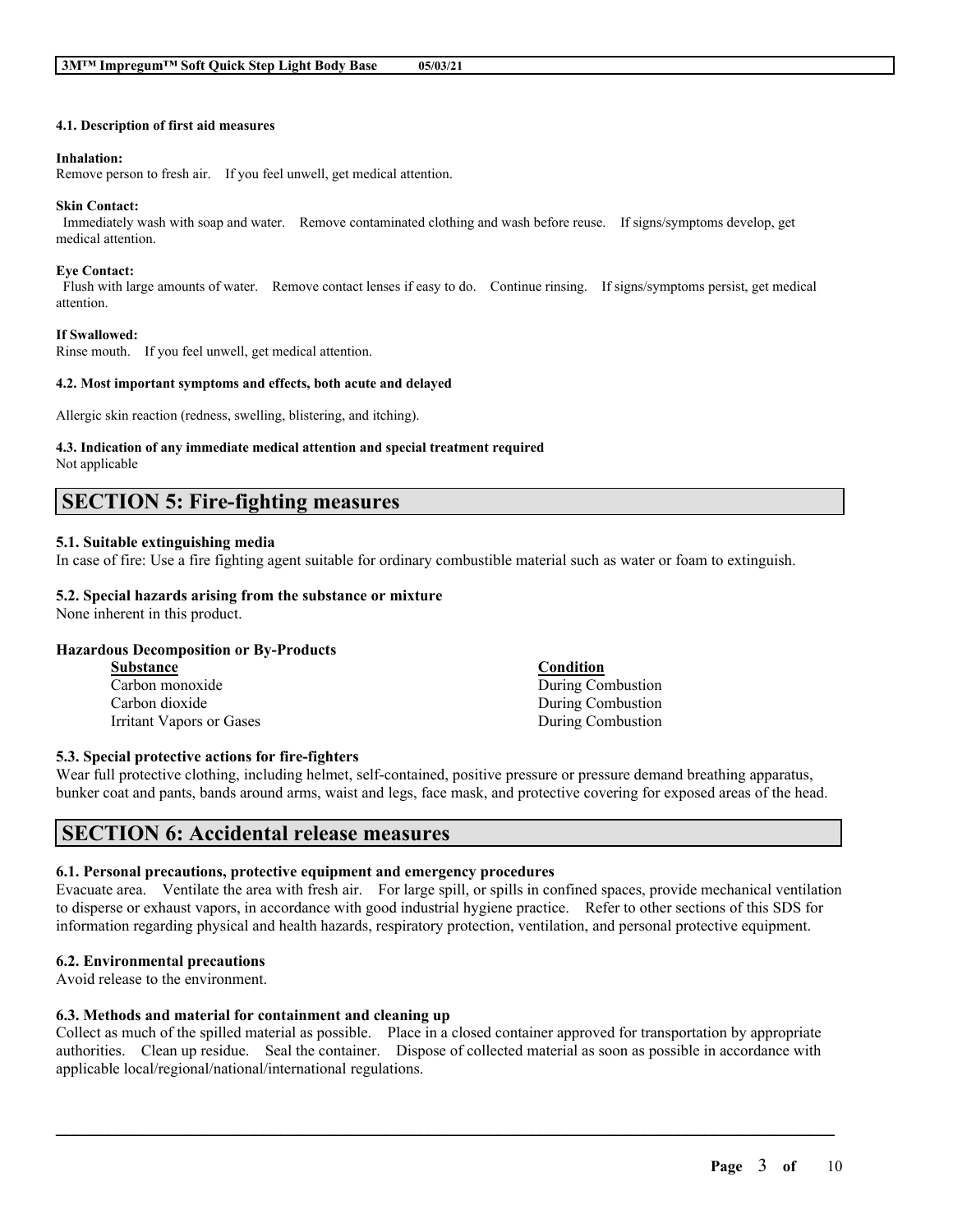#### 4.1. Description of first aid measures

**Inhalation:**
Remove person to fresh air. If you feel unwell, get medical attention.

**Skin Contact:**
Immediately wash with soap and water. Remove contaminated clothing and wash before reuse. If signs/symptoms develop, get medical attention.

**Eye Contact:**
Flush with large amounts of water. Remove contact lenses if easy to do. Continue rinsing. If signs/symptoms persist, get medical attention.

**If Swallowed:**
Rinse mouth. If you feel unwell, get medical attention.

#### 4.2. Most important symptoms and effects, both acute and delayed

Allergic skin reaction (redness, swelling, blistering, and itching).

#### 4.3. Indication of any immediate medical attention and special treatment required
Not applicable

## SECTION 5: Fire-fighting measures

### 5.1. Suitable extinguishing media
In case of fire: Use a fire fighting agent suitable for ordinary combustible material such as water or foam to extinguish.

### 5.2. Special hazards arising from the substance or mixture
None inherent in this product.

**Hazardous Decomposition or By-Products**

| Substance | Condition |
| --- | --- |
| Carbon monoxide | During Combustion |
| Carbon dioxide | During Combustion |
| Irritant Vapors or Gases | During Combustion |

### 5.3. Special protective actions for fire-fighters
Wear full protective clothing, including helmet, self-contained, positive pressure or pressure demand breathing apparatus, bunker coat and pants, bands around arms, waist and legs, face mask, and protective covering for exposed areas of the head.

## SECTION 6: Accidental release measures

### 6.1. Personal precautions, protective equipment and emergency procedures
Evacuate area. Ventilate the area with fresh air. For large spill, or spills in confined spaces, provide mechanical ventilation to disperse or exhaust vapors, in accordance with good industrial hygiene practice. Refer to other sections of this SDS for information regarding physical and health hazards, respiratory protection, ventilation, and personal protective equipment.

### 6.2. Environmental precautions
Avoid release to the environment.

### 6.3. Methods and material for containment and cleaning up
Collect as much of the spilled material as possible. Place in a closed container approved for transportation by appropriate authorities. Clean up residue. Seal the container. Dispose of collected material as soon as possible in accordance with applicable local/regional/national/international regulations.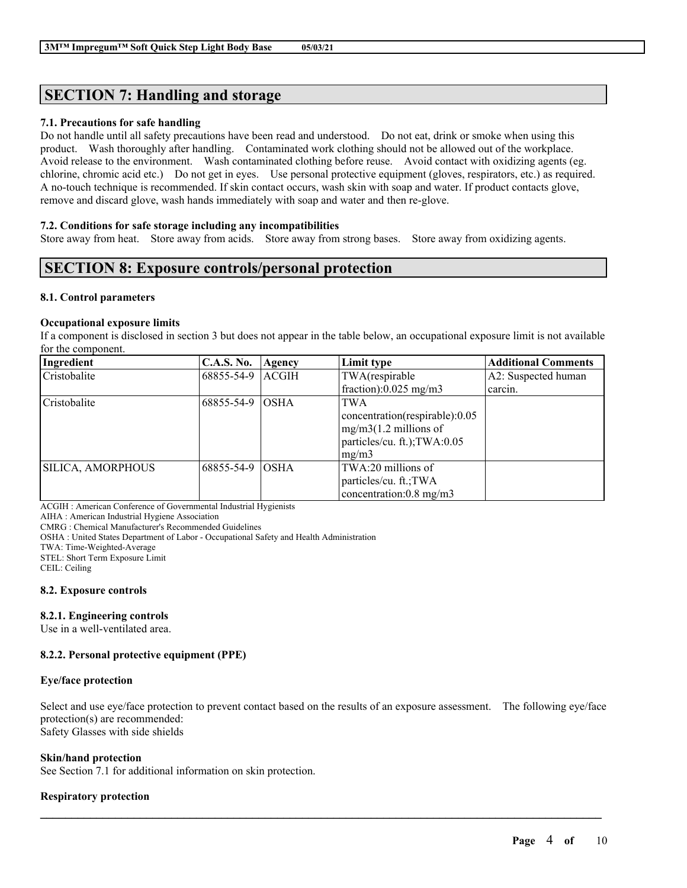## SECTION 7: Handling and storage

### 7.1. Precautions for safe handling

Do not handle until all safety precautions have been read and understood. Do not eat, drink or smoke when using this product. Wash thoroughly after handling. Contaminated work clothing should not be allowed out of the workplace. Avoid release to the environment. Wash contaminated clothing before reuse. Avoid contact with oxidizing agents (eg. chlorine, chromic acid etc.) Do not get in eyes. Use personal protective equipment (gloves, respirators, etc.) as required. A no-touch technique is recommended. If skin contact occurs, wash skin with soap and water. If product contacts glove, remove and discard glove, wash hands immediately with soap and water and then re-glove.

### 7.2. Conditions for safe storage including any incompatibilities

Store away from heat. Store away from acids. Store away from strong bases. Store away from oxidizing agents.

## SECTION 8: Exposure controls/personal protection

### 8.1. Control parameters

**Occupational exposure limits**

If a component is disclosed in section 3 but does not appear in the table below, an occupational exposure limit is not available for the component.

| Ingredient | C.A.S. No. | Agency | Limit type | Additional Comments |
|---|---|---|---|---|
| Cristobalite | 68855-54-9 | ACGIH | TWA(respirable fraction):0.025 mg/m3 | A2: Suspected human carcin. |
| Cristobalite | 68855-54-9 | OSHA | TWA concentration(respirable):0.05 mg/m3(1.2 millions of particles/cu. ft.);TWA:0.05 mg/m3 | |
| SILICA, AMORPHOUS | 68855-54-9 | OSHA | TWA:20 millions of particles/cu. ft.;TWA concentration:0.8 mg/m3 | |

ACGIH : American Conference of Governmental Industrial Hygienists
AIHA : American Industrial Hygiene Association
CMRG : Chemical Manufacturer's Recommended Guidelines
OSHA : United States Department of Labor - Occupational Safety and Health Administration
TWA: Time-Weighted-Average
STEL: Short Term Exposure Limit
CEIL: Ceiling

### 8.2. Exposure controls

#### 8.2.1. Engineering controls

Use in a well-ventilated area.

#### 8.2.2. Personal protective equipment (PPE)

**Eye/face protection**

Select and use eye/face protection to prevent contact based on the results of an exposure assessment. The following eye/face protection(s) are recommended:
Safety Glasses with side shields

**Skin/hand protection**

See Section 7.1 for additional information on skin protection.

**Respiratory protection**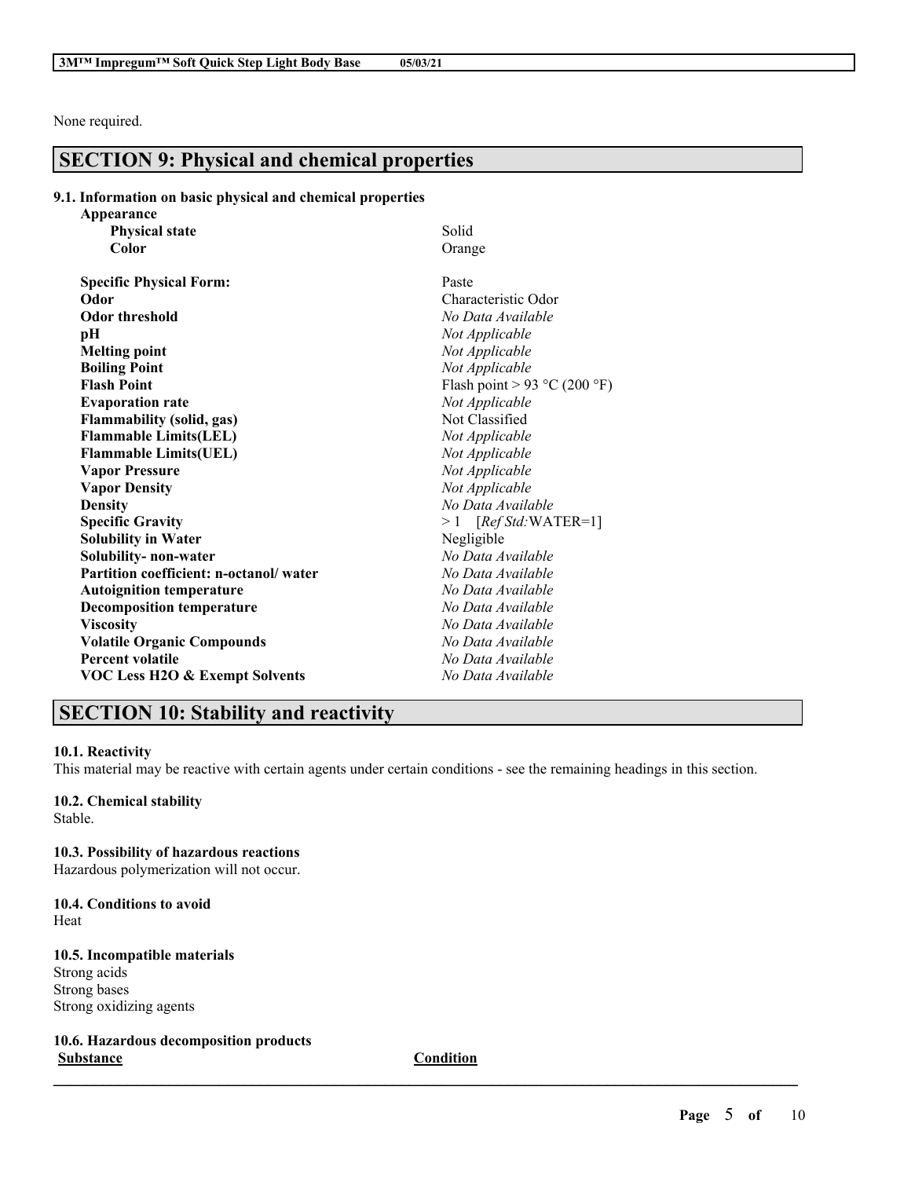None required.

## SECTION 9: Physical and chemical properties

### 9.1. Information on basic physical and chemical properties

| | |
|---|---|
| **Appearance** | |
| **Physical state** | Solid |
| **Color** | Orange |
| **Specific Physical Form:** | Paste |
| **Odor** | Characteristic Odor |
| **Odor threshold** | *No Data Available* |
| **pH** | *Not Applicable* |
| **Melting point** | *Not Applicable* |
| **Boiling Point** | *Not Applicable* |
| **Flash Point** | Flash point > 93 °C (200 °F) |
| **Evaporation rate** | *Not Applicable* |
| **Flammability (solid, gas)** | Not Classified |
| **Flammable Limits(LEL)** | *Not Applicable* |
| **Flammable Limits(UEL)** | *Not Applicable* |
| **Vapor Pressure** | *Not Applicable* |
| **Vapor Density** | *Not Applicable* |
| **Density** | *No Data Available* |
| **Specific Gravity** | > 1 [*Ref Std:*WATER=1] |
| **Solubility in Water** | Negligible |
| **Solubility- non-water** | *No Data Available* |
| **Partition coefficient: n-octanol/ water** | *No Data Available* |
| **Autoignition temperature** | *No Data Available* |
| **Decomposition temperature** | *No Data Available* |
| **Viscosity** | *No Data Available* |
| **Volatile Organic Compounds** | *No Data Available* |
| **Percent volatile** | *No Data Available* |
| **VOC Less H2O & Exempt Solvents** | *No Data Available* |

## SECTION 10: Stability and reactivity

**10.1. Reactivity**
This material may be reactive with certain agents under certain conditions - see the remaining headings in this section.

**10.2. Chemical stability**
Stable.

**10.3. Possibility of hazardous reactions**
Hazardous polymerization will not occur.

**10.4. Conditions to avoid**
Heat

**10.5. Incompatible materials**
Strong acids
Strong bases
Strong oxidizing agents

**10.6. Hazardous decomposition products**

| Substance | Condition |
|---|---|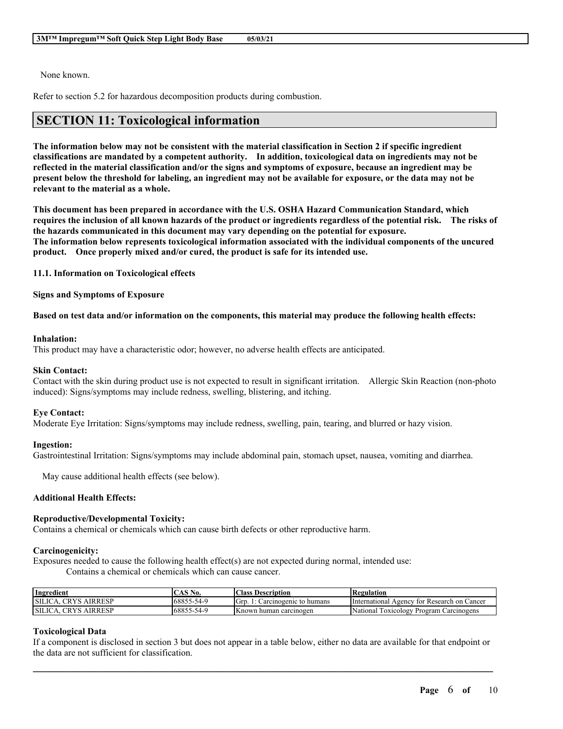None known.

Refer to section 5.2 for hazardous decomposition products during combustion.

## SECTION 11: Toxicological information

**The information below may not be consistent with the material classification in Section 2 if specific ingredient classifications are mandated by a competent authority. In addition, toxicological data on ingredients may not be reflected in the material classification and/or the signs and symptoms of exposure, because an ingredient may be present below the threshold for labeling, an ingredient may not be available for exposure, or the data may not be relevant to the material as a whole.**

**This document has been prepared in accordance with the U.S. OSHA Hazard Communication Standard, which requires the inclusion of all known hazards of the product or ingredients regardless of the potential risk. The risks of the hazards communicated in this document may vary depending on the potential for exposure.**
**The information below represents toxicological information associated with the individual components of the uncured product. Once properly mixed and/or cured, the product is safe for its intended use.**

### 11.1. Information on Toxicological effects

**Signs and Symptoms of Exposure**

**Based on test data and/or information on the components, this material may produce the following health effects:**

**Inhalation:**
This product may have a characteristic odor; however, no adverse health effects are anticipated.

**Skin Contact:**
Contact with the skin during product use is not expected to result in significant irritation. Allergic Skin Reaction (non-photo induced): Signs/symptoms may include redness, swelling, blistering, and itching.

**Eye Contact:**
Moderate Eye Irritation: Signs/symptoms may include redness, swelling, pain, tearing, and blurred or hazy vision.

**Ingestion:**
Gastrointestinal Irritation: Signs/symptoms may include abdominal pain, stomach upset, nausea, vomiting and diarrhea.

May cause additional health effects (see below).

**Additional Health Effects:**

**Reproductive/Developmental Toxicity:**
Contains a chemical or chemicals which can cause birth defects or other reproductive harm.

**Carcinogenicity:**
Exposures needed to cause the following health effect(s) are not expected during normal, intended use:
Contains a chemical or chemicals which can cause cancer.

| Ingredient | CAS No. | Class Description | Regulation |
|---|---|---|---|
| SILICA, CRYS AIRRESP | 68855-54-9 | Grp. 1: Carcinogenic to humans | International Agency for Research on Cancer |
| SILICA, CRYS AIRRESP | 68855-54-9 | Known human carcinogen | National Toxicology Program Carcinogens |

**Toxicological Data**
If a component is disclosed in section 3 but does not appear in a table below, either no data are available for that endpoint or the data are not sufficient for classification.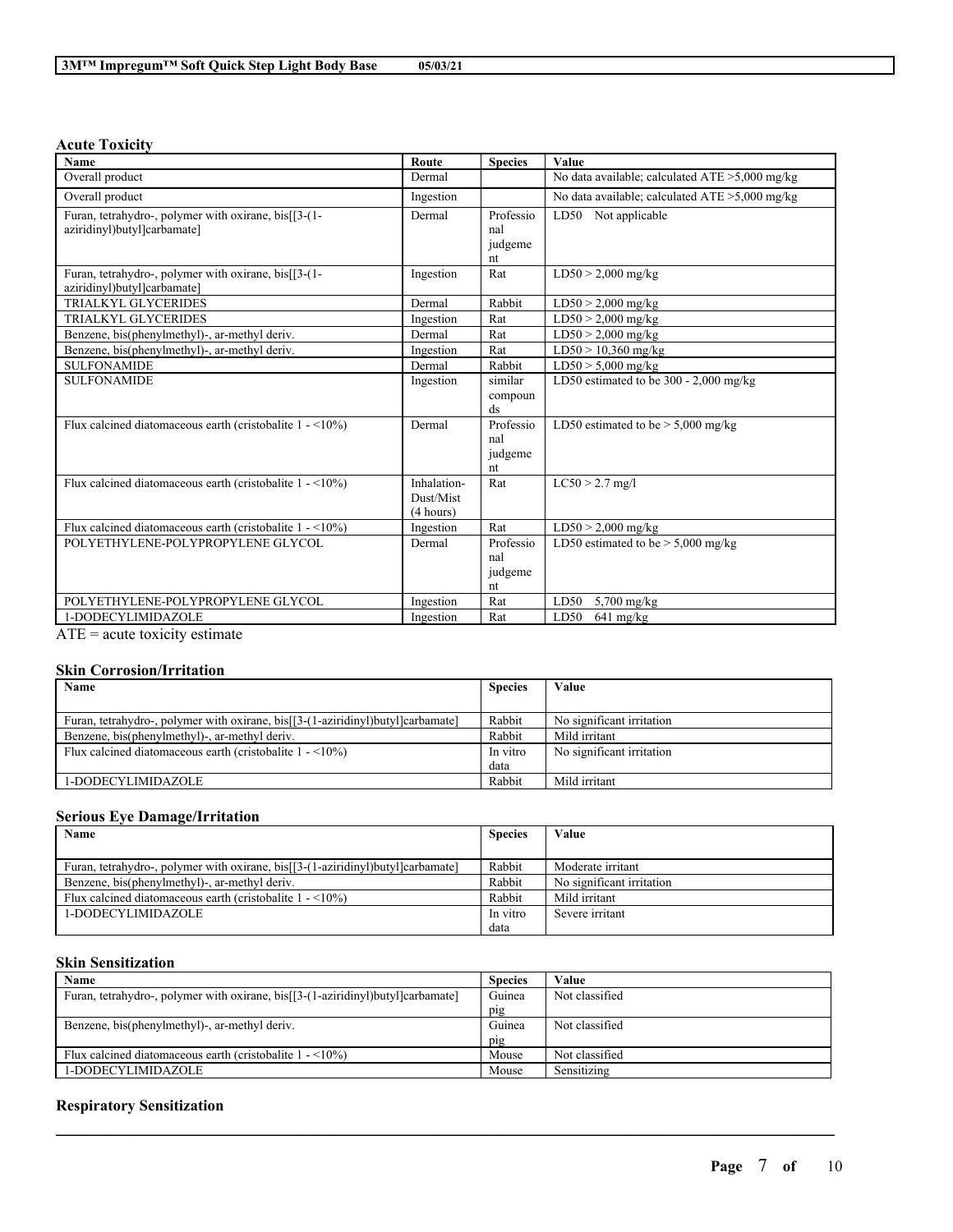#### Acute Toxicity

| Name | Route | Species | Value |
|---|---|---|---|
| Overall product | Dermal | | No data available; calculated ATE >5,000 mg/kg |
| Overall product | Ingestion | | No data available; calculated ATE >5,000 mg/kg |
| Furan, tetrahydro-, polymer with oxirane, bis[[3-(1-aziridinyl)butyl]carbamate] | Dermal | Professional judgement | LD50 Not applicable |
| Furan, tetrahydro-, polymer with oxirane, bis[[3-(1-aziridinyl)butyl]carbamate] | Ingestion | Rat | LD50 > 2,000 mg/kg |
| TRIALKYL GLYCERIDES | Dermal | Rabbit | LD50 > 2,000 mg/kg |
| TRIALKYL GLYCERIDES | Ingestion | Rat | LD50 > 2,000 mg/kg |
| Benzene, bis(phenylmethyl)-, ar-methyl deriv. | Dermal | Rat | LD50 > 2,000 mg/kg |
| Benzene, bis(phenylmethyl)-, ar-methyl deriv. | Ingestion | Rat | LD50 > 10,360 mg/kg |
| SULFONAMIDE | Dermal | Rabbit | LD50 > 5,000 mg/kg |
| SULFONAMIDE | Ingestion | similar compounds | LD50 estimated to be 300 - 2,000 mg/kg |
| Flux calcined diatomaceous earth (cristobalite 1 - <10%) | Dermal | Professional judgement | LD50 estimated to be > 5,000 mg/kg |
| Flux calcined diatomaceous earth (cristobalite 1 - <10%) | Inhalation-Dust/Mist (4 hours) | Rat | LC50 > 2.7 mg/l |
| Flux calcined diatomaceous earth (cristobalite 1 - <10%) | Ingestion | Rat | LD50 > 2,000 mg/kg |
| POLYETHYLENE-POLYPROPYLENE GLYCOL | Dermal | Professional judgement | LD50 estimated to be > 5,000 mg/kg |
| POLYETHYLENE-POLYPROPYLENE GLYCOL | Ingestion | Rat | LD50 5,700 mg/kg |
| 1-DODECYLIMIDAZOLE | Ingestion | Rat | LD50 641 mg/kg |

ATE = acute toxicity estimate

#### Skin Corrosion/Irritation

| Name | Species | Value |
|---|---|---|
| Furan, tetrahydro-, polymer with oxirane, bis[[3-(1-aziridinyl)butyl]carbamate] | Rabbit | No significant irritation |
| Benzene, bis(phenylmethyl)-, ar-methyl deriv. | Rabbit | Mild irritant |
| Flux calcined diatomaceous earth (cristobalite 1 - <10%) | In vitro data | No significant irritation |
| 1-DODECYLIMIDAZOLE | Rabbit | Mild irritant |

#### Serious Eye Damage/Irritation

| Name | Species | Value |
|---|---|---|
| Furan, tetrahydro-, polymer with oxirane, bis[[3-(1-aziridinyl)butyl]carbamate] | Rabbit | Moderate irritant |
| Benzene, bis(phenylmethyl)-, ar-methyl deriv. | Rabbit | No significant irritation |
| Flux calcined diatomaceous earth (cristobalite 1 - <10%) | Rabbit | Mild irritant |
| 1-DODECYLIMIDAZOLE | In vitro data | Severe irritant |

#### Skin Sensitization

| Name | Species | Value |
|---|---|---|
| Furan, tetrahydro-, polymer with oxirane, bis[[3-(1-aziridinyl)butyl]carbamate] | Guinea pig | Not classified |
| Benzene, bis(phenylmethyl)-, ar-methyl deriv. | Guinea pig | Not classified |
| Flux calcined diatomaceous earth (cristobalite 1 - <10%) | Mouse | Not classified |
| 1-DODECYLIMIDAZOLE | Mouse | Sensitizing |

#### Respiratory Sensitization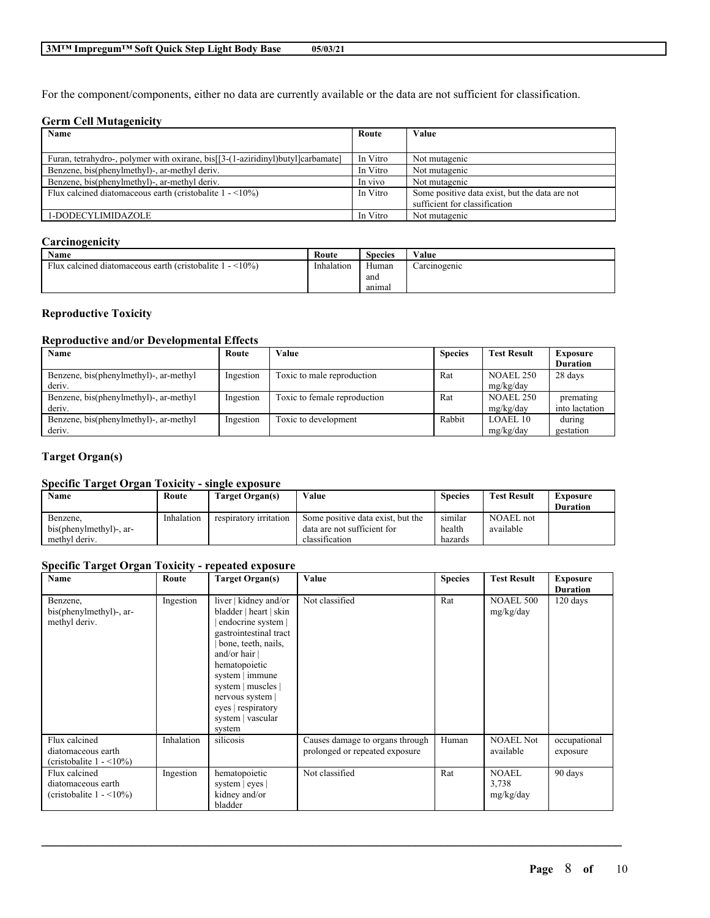For the component/components, either no data are currently available or the data are not sufficient for classification.

### Germ Cell Mutagenicity

| Name | Route | Value |
|---|---|---|
| Furan, tetrahydro-, polymer with oxirane, bis[[3-(1-aziridinyl)butyl]carbamate] | In Vitro | Not mutagenic |
| Benzene, bis(phenylmethyl)-, ar-methyl deriv. | In Vitro | Not mutagenic |
| Benzene, bis(phenylmethyl)-, ar-methyl deriv. | In vivo | Not mutagenic |
| Flux calcined diatomaceous earth (cristobalite 1 - <10%) | In Vitro | Some positive data exist, but the data are not sufficient for classification |
| 1-DODECYLIMIDAZOLE | In Vitro | Not mutagenic |

### Carcinogenicity

| Name | Route | Species | Value |
|---|---|---|---|
| Flux calcined diatomaceous earth (cristobalite 1 - <10%) | Inhalation | Human and animal | Carcinogenic |

### Reproductive Toxicity

#### Reproductive and/or Developmental Effects

| Name | Route | Value | Species | Test Result | Exposure Duration |
|---|---|---|---|---|---|
| Benzene, bis(phenylmethyl)-, ar-methyl deriv. | Ingestion | Toxic to male reproduction | Rat | NOAEL 250 mg/kg/day | 28 days |
| Benzene, bis(phenylmethyl)-, ar-methyl deriv. | Ingestion | Toxic to female reproduction | Rat | NOAEL 250 mg/kg/day | premating into lactation |
| Benzene, bis(phenylmethyl)-, ar-methyl deriv. | Ingestion | Toxic to development | Rabbit | LOAEL 10 mg/kg/day | during gestation |

### Target Organ(s)

#### Specific Target Organ Toxicity - single exposure

| Name | Route | Target Organ(s) | Value | Species | Test Result | Exposure Duration |
|---|---|---|---|---|---|---|
| Benzene, bis(phenylmethyl)-, ar-methyl deriv. | Inhalation | respiratory irritation | Some positive data exist, but the data are not sufficient for classification | similar health hazards | NOAEL not available | |

#### Specific Target Organ Toxicity - repeated exposure

| Name | Route | Target Organ(s) | Value | Species | Test Result | Exposure Duration |
|---|---|---|---|---|---|---|
| Benzene, bis(phenylmethyl)-, ar-methyl deriv. | Ingestion | liver \| kidney and/or bladder \| heart \| skin \| endocrine system \| gastrointestinal tract \| bone, teeth, nails, and/or hair \| hematopoietic system \| immune system \| muscles \| nervous system \| eyes \| respiratory system \| vascular system | Not classified | Rat | NOAEL 500 mg/kg/day | 120 days |
| Flux calcined diatomaceous earth (cristobalite 1 - <10%) | Inhalation | silicosis | Causes damage to organs through prolonged or repeated exposure | Human | NOAEL Not available | occupational exposure |
| Flux calcined diatomaceous earth (cristobalite 1 - <10%) | Ingestion | hematopoietic system \| eyes \| kidney and/or bladder | Not classified | Rat | NOAEL 3,738 mg/kg/day | 90 days |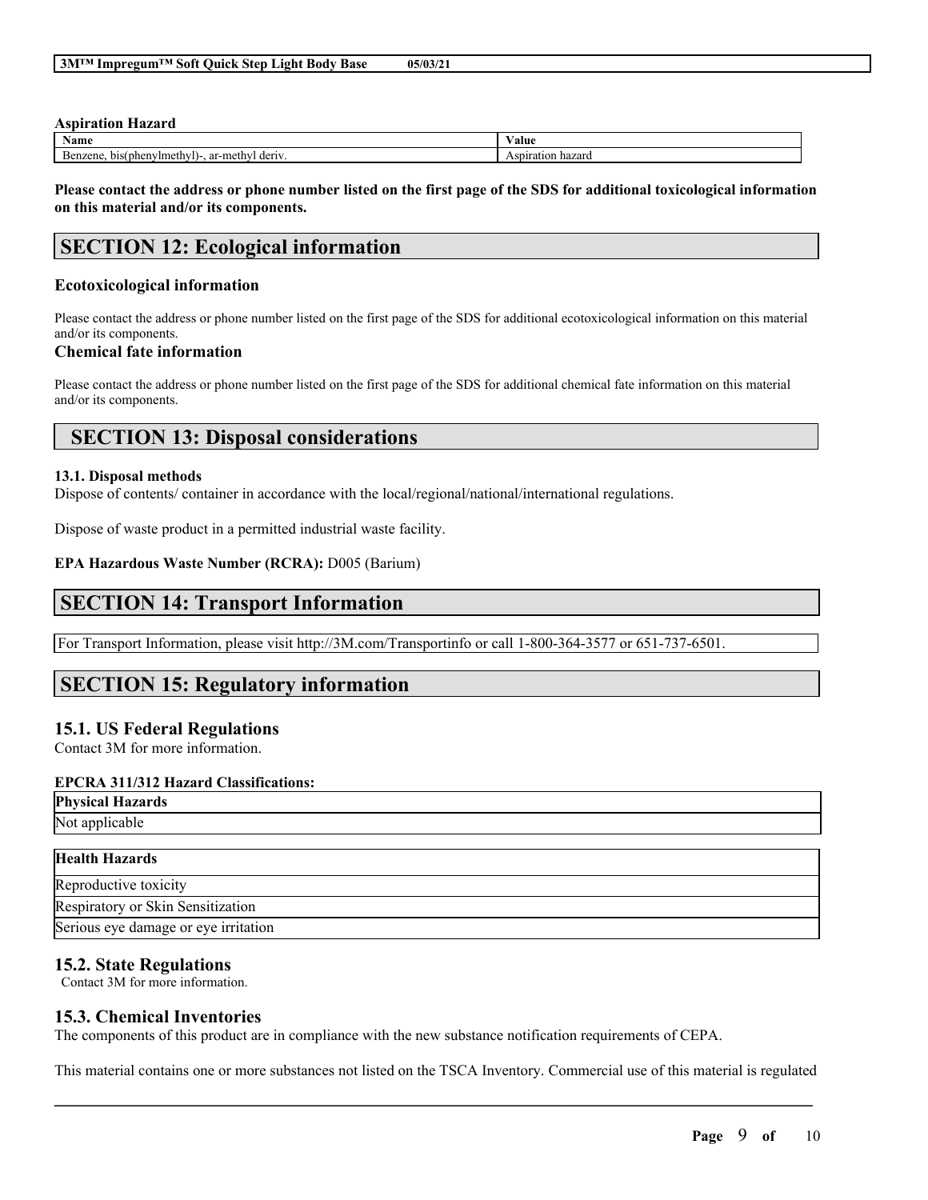**Aspiration Hazard**

| Name | Value |
|---|---|
| Benzene, bis(phenylmethyl)-, ar-methyl deriv. | Aspiration hazard |

**Please contact the address or phone number listed on the first page of the SDS for additional toxicological information on this material and/or its components.**

## SECTION 12: Ecological information

### Ecotoxicological information

Please contact the address or phone number listed on the first page of the SDS for additional ecotoxicological information on this material and/or its components.

### Chemical fate information

Please contact the address or phone number listed on the first page of the SDS for additional chemical fate information on this material and/or its components.

## SECTION 13: Disposal considerations

**13.1. Disposal methods**

Dispose of contents/ container in accordance with the local/regional/national/international regulations.

Dispose of waste product in a permitted industrial waste facility.

**EPA Hazardous Waste Number (RCRA):** D005 (Barium)

## SECTION 14: Transport Information

For Transport Information, please visit http://3M.com/Transportinfo or call 1-800-364-3577 or 651-737-6501.

## SECTION 15: Regulatory information

### 15.1. US Federal Regulations

Contact 3M for more information.

**EPCRA 311/312 Hazard Classifications:**

| Physical Hazards |
|---|
| Not applicable |

| Health Hazards |
|---|
| Reproductive toxicity |
| Respiratory or Skin Sensitization |
| Serious eye damage or eye irritation |

### 15.2. State Regulations

Contact 3M for more information.

### 15.3. Chemical Inventories

The components of this product are in compliance with the new substance notification requirements of CEPA.

This material contains one or more substances not listed on the TSCA Inventory. Commercial use of this material is regulated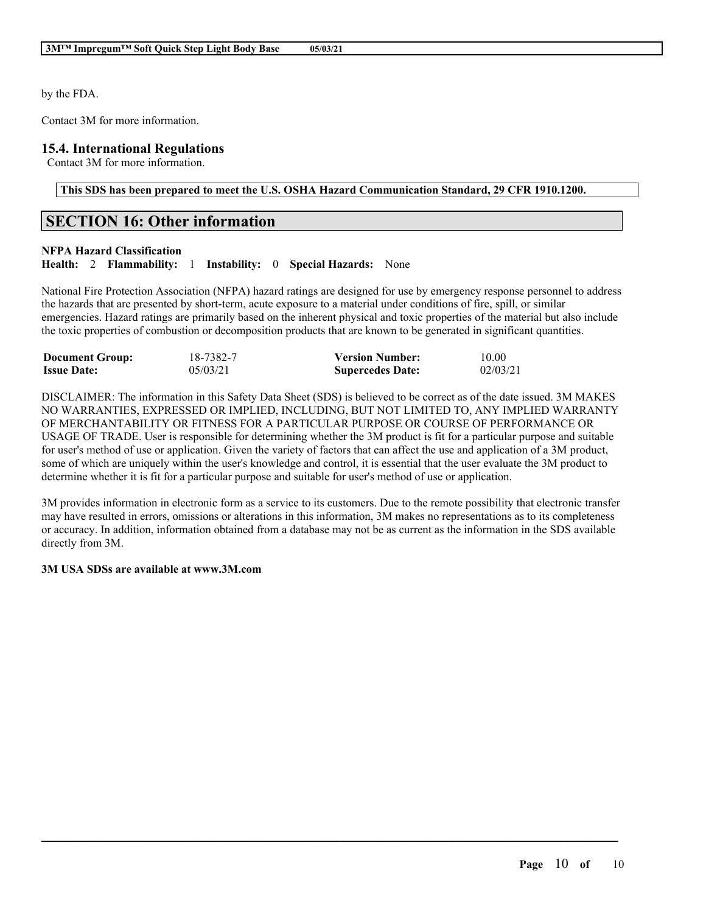by the FDA.

Contact 3M for more information.

### 15.4. International Regulations

Contact 3M for more information.

**This SDS has been prepared to meet the U.S. OSHA Hazard Communication Standard, 29 CFR 1910.1200.**

## SECTION 16: Other information

**NFPA Hazard Classification**

**Health:** 2 **Flammability:** 1 **Instability:** 0 **Special Hazards:** None

National Fire Protection Association (NFPA) hazard ratings are designed for use by emergency response personnel to address the hazards that are presented by short-term, acute exposure to a material under conditions of fire, spill, or similar emergencies. Hazard ratings are primarily based on the inherent physical and toxic properties of the material but also include the toxic properties of combustion or decomposition products that are known to be generated in significant quantities.

| | | | |
|---|---|---|---|
| **Document Group:** | 18-7382-7 | **Version Number:** | 10.00 |
| **Issue Date:** | 05/03/21 | **Supercedes Date:** | 02/03/21 |

DISCLAIMER: The information in this Safety Data Sheet (SDS) is believed to be correct as of the date issued. 3M MAKES NO WARRANTIES, EXPRESSED OR IMPLIED, INCLUDING, BUT NOT LIMITED TO, ANY IMPLIED WARRANTY OF MERCHANTABILITY OR FITNESS FOR A PARTICULAR PURPOSE OR COURSE OF PERFORMANCE OR USAGE OF TRADE. User is responsible for determining whether the 3M product is fit for a particular purpose and suitable for user's method of use or application. Given the variety of factors that can affect the use and application of a 3M product, some of which are uniquely within the user's knowledge and control, it is essential that the user evaluate the 3M product to determine whether it is fit for a particular purpose and suitable for user's method of use or application.

3M provides information in electronic form as a service to its customers. Due to the remote possibility that electronic transfer may have resulted in errors, omissions or alterations in this information, 3M makes no representations as to its completeness or accuracy. In addition, information obtained from a database may not be as current as the information in the SDS available directly from 3M.

**3M USA SDSs are available at www.3M.com**